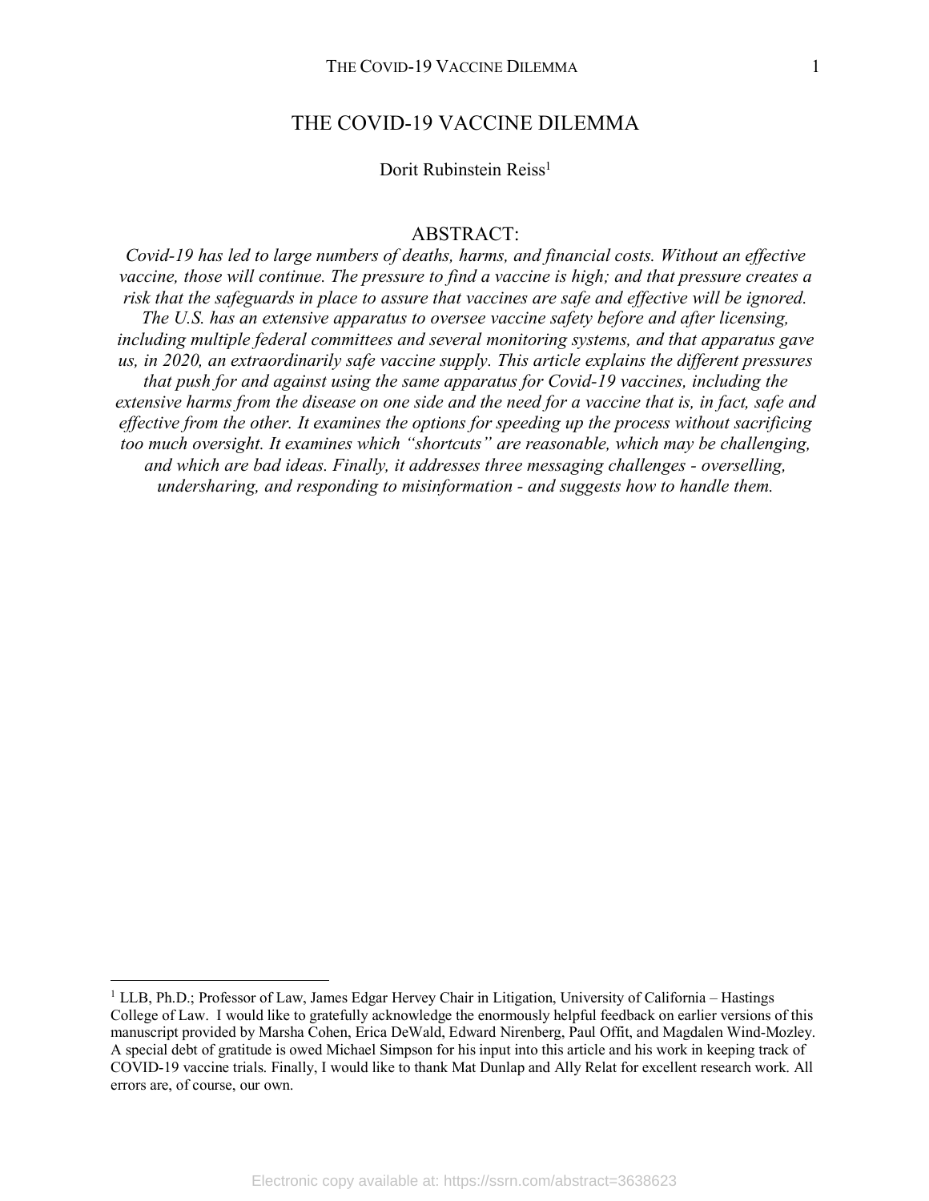# THE COVID-19 VACCINE DILEMMA

Dorit Rubinstein Reiss[1]

## ABSTRACT:

*Covid-19 has led to large numbers of deaths, harms, and financial costs. Without an effective vaccine, those will continue. The pressure to find a vaccine is high; and that pressure creates a risk that the safeguards in place to assure that vaccines are safe and effective will be ignored. The U.S. has an extensive apparatus to oversee vaccine safety before and after licensing, including multiple federal committees and several monitoring systems, and that apparatus gave us, in 2020, an extraordinarily safe vaccine supply. This article explains the different pressures that push for and against using the same apparatus for Covid-19 vaccines, including the extensive harms from the disease on one side and the need for a vaccine that is, in fact, safe and effective from the other. It examines the options for speeding up the process without sacrificing too much oversight. It examines which "shortcuts" are reasonable, which may be challenging, and which are bad ideas. Finally, it addresses three messaging challenges - overselling, undersharing, and responding to misinformation - and suggests how to handle them.*

---

[1] LLB, Ph.D.; Professor of Law, James Edgar Hervey Chair in Litigation, University of California – Hastings College of Law. I would like to gratefully acknowledge the enormously helpful feedback on earlier versions of this manuscript provided by Marsha Cohen, Erica DeWald, Edward Nirenberg, Paul Offit, and Magdalen Wind-Mozley. A special debt of gratitude is owed Michael Simpson for his input into this article and his work in keeping track of COVID-19 vaccine trials. Finally, I would like to thank Mat Dunlap and Ally Relat for excellent research work. All errors are, of course, our own.

Electronic copy available at: https://ssrn.com/abstract=3638623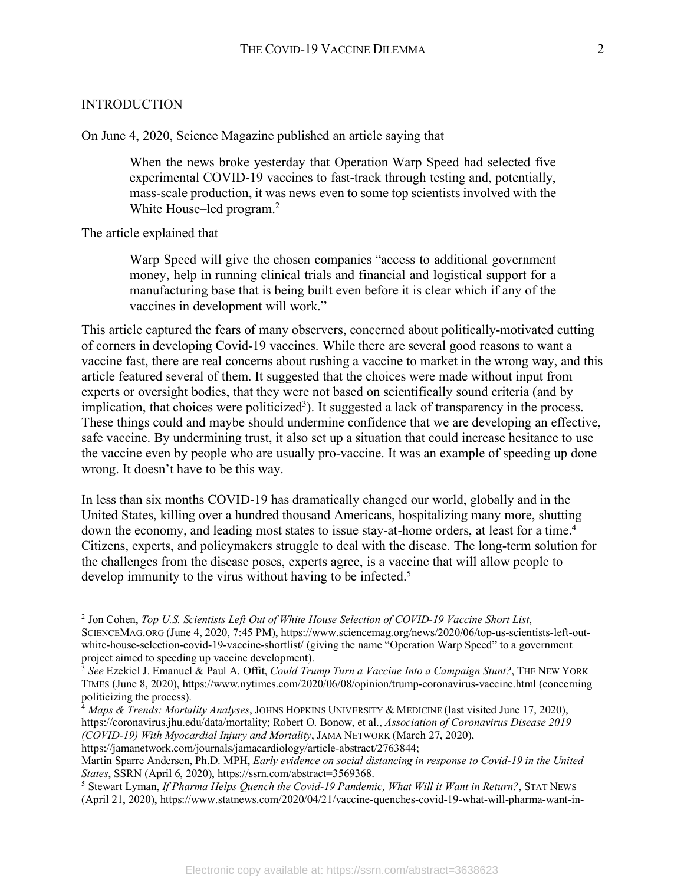## INTRODUCTION

On June 4, 2020, Science Magazine published an article saying that

> When the news broke yesterday that Operation Warp Speed had selected five experimental COVID-19 vaccines to fast-track through testing and, potentially, mass-scale production, it was news even to some top scientists involved with the White House–led program.[2]

The article explained that

> Warp Speed will give the chosen companies "access to additional government money, help in running clinical trials and financial and logistical support for a manufacturing base that is being built even before it is clear which if any of the vaccines in development will work."

This article captured the fears of many observers, concerned about politically-motivated cutting of corners in developing Covid-19 vaccines. While there are several good reasons to want a vaccine fast, there are real concerns about rushing a vaccine to market in the wrong way, and this article featured several of them. It suggested that the choices were made without input from experts or oversight bodies, that they were not based on scientifically sound criteria (and by implication, that choices were politicized[3]). It suggested a lack of transparency in the process. These things could and maybe should undermine confidence that we are developing an effective, safe vaccine. By undermining trust, it also set up a situation that could increase hesitance to use the vaccine even by people who are usually pro-vaccine. It was an example of speeding up done wrong. It doesn't have to be this way.

In less than six months COVID-19 has dramatically changed our world, globally and in the United States, killing over a hundred thousand Americans, hospitalizing many more, shutting down the economy, and leading most states to issue stay-at-home orders, at least for a time.[4] Citizens, experts, and policymakers struggle to deal with the disease. The long-term solution for the challenges from the disease poses, experts agree, is a vaccine that will allow people to develop immunity to the virus without having to be infected.[5]

---

[2] Jon Cohen, *Top U.S. Scientists Left Out of White House Selection of COVID-19 Vaccine Short List*, SCIENCEMAG.ORG (June 4, 2020, 7:45 PM), https://www.sciencemag.org/news/2020/06/top-us-scientists-left-out-white-house-selection-covid-19-vaccine-shortlist/ (giving the name "Operation Warp Speed" to a government project aimed to speeding up vaccine development).

[3] *See* Ezekiel J. Emanuel & Paul A. Offit, *Could Trump Turn a Vaccine Into a Campaign Stunt?*, THE NEW YORK TIMES (June 8, 2020), https://www.nytimes.com/2020/06/08/opinion/trump-coronavirus-vaccine.html (concerning politicizing the process).

[4] *Maps & Trends: Mortality Analyses*, JOHNS HOPKINS UNIVERSITY & MEDICINE (last visited June 17, 2020), https://coronavirus.jhu.edu/data/mortality; Robert O. Bonow, et al., *Association of Coronavirus Disease 2019 (COVID-19) With Myocardial Injury and Mortality*, JAMA NETWORK (March 27, 2020), https://jamanetwork.com/journals/jamacardiology/article-abstract/2763844; Martin Sparre Andersen, Ph.D. MPH, *Early evidence on social distancing in response to Covid-19 in the United States*, SSRN (April 6, 2020), https://ssrn.com/abstract=3569368.

[5] Stewart Lyman, *If Pharma Helps Quench the Covid-19 Pandemic, What Will it Want in Return?*, STAT NEWS (April 21, 2020), https://www.statnews.com/2020/04/21/vaccine-quenches-covid-19-what-will-pharma-want-in-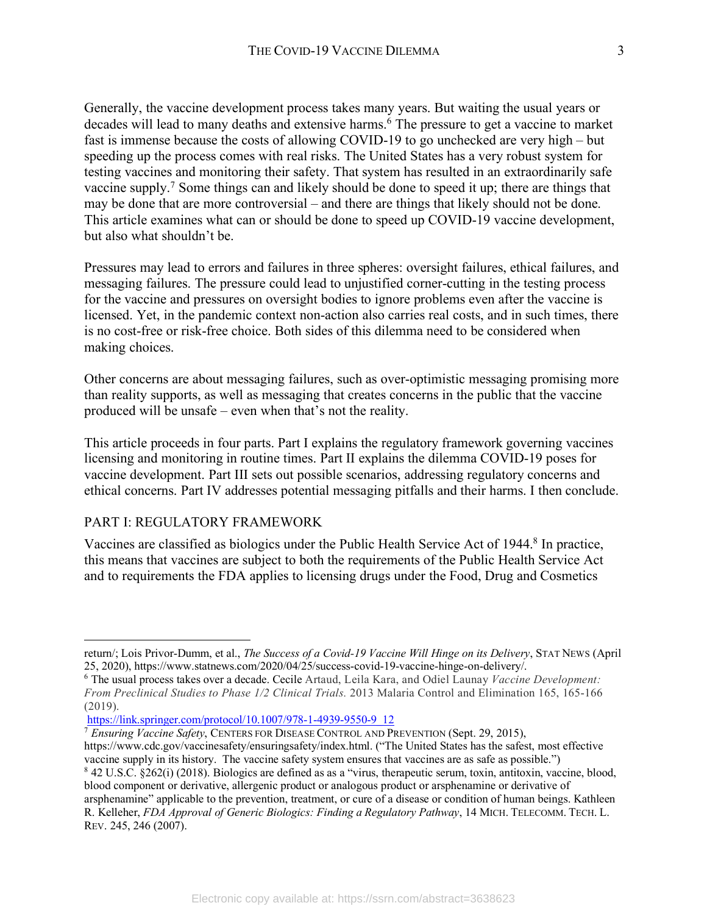Generally, the vaccine development process takes many years. But waiting the usual years or decades will lead to many deaths and extensive harms.[6] The pressure to get a vaccine to market fast is immense because the costs of allowing COVID-19 to go unchecked are very high – but speeding up the process comes with real risks. The United States has a very robust system for testing vaccines and monitoring their safety. That system has resulted in an extraordinarily safe vaccine supply.[7] Some things can and likely should be done to speed it up; there are things that may be done that are more controversial – and there are things that likely should not be done. This article examines what can or should be done to speed up COVID-19 vaccine development, but also what shouldn't be.

Pressures may lead to errors and failures in three spheres: oversight failures, ethical failures, and messaging failures. The pressure could lead to unjustified corner-cutting in the testing process for the vaccine and pressures on oversight bodies to ignore problems even after the vaccine is licensed. Yet, in the pandemic context non-action also carries real costs, and in such times, there is no cost-free or risk-free choice. Both sides of this dilemma need to be considered when making choices.

Other concerns are about messaging failures, such as over-optimistic messaging promising more than reality supports, as well as messaging that creates concerns in the public that the vaccine produced will be unsafe – even when that's not the reality.

This article proceeds in four parts. Part I explains the regulatory framework governing vaccines licensing and monitoring in routine times. Part II explains the dilemma COVID-19 poses for vaccine development. Part III sets out possible scenarios, addressing regulatory concerns and ethical concerns. Part IV addresses potential messaging pitfalls and their harms. I then conclude.

## PART I: REGULATORY FRAMEWORK

Vaccines are classified as biologics under the Public Health Service Act of 1944.[8] In practice, this means that vaccines are subject to both the requirements of the Public Health Service Act and to requirements the FDA applies to licensing drugs under the Food, Drug and Cosmetics

---

return/; Lois Privor-Dumm, et al., *The Success of a Covid-19 Vaccine Will Hinge on its Delivery*, STAT NEWS (April 25, 2020), https://www.statnews.com/2020/04/25/success-covid-19-vaccine-hinge-on-delivery/.

[6] The usual process takes over a decade. Cecile Artaud, Leila Kara, and Odiel Launay *Vaccine Development: From Preclinical Studies to Phase 1/2 Clinical Trials.* 2013 Malaria Control and Elimination 165, 165-166 (2019). https://link.springer.com/protocol/10.1007/978-1-4939-9550-9_12

[7] *Ensuring Vaccine Safety*, CENTERS FOR DISEASE CONTROL AND PREVENTION (Sept. 29, 2015), https://www.cdc.gov/vaccinesafety/ensuringsafety/index.html. ("The United States has the safest, most effective vaccine supply in its history. The vaccine safety system ensures that vaccines are as safe as possible.")

[8] 42 U.S.C. §262(i) (2018). Biologics are defined as as a "virus, therapeutic serum, toxin, antitoxin, vaccine, blood, blood component or derivative, allergenic product or analogous product or arsphenamine or derivative of arsphenamine" applicable to the prevention, treatment, or cure of a disease or condition of human beings. Kathleen R. Kelleher, *FDA Approval of Generic Biologics: Finding a Regulatory Pathway*, 14 MICH. TELECOMM. TECH. L. REV. 245, 246 (2007).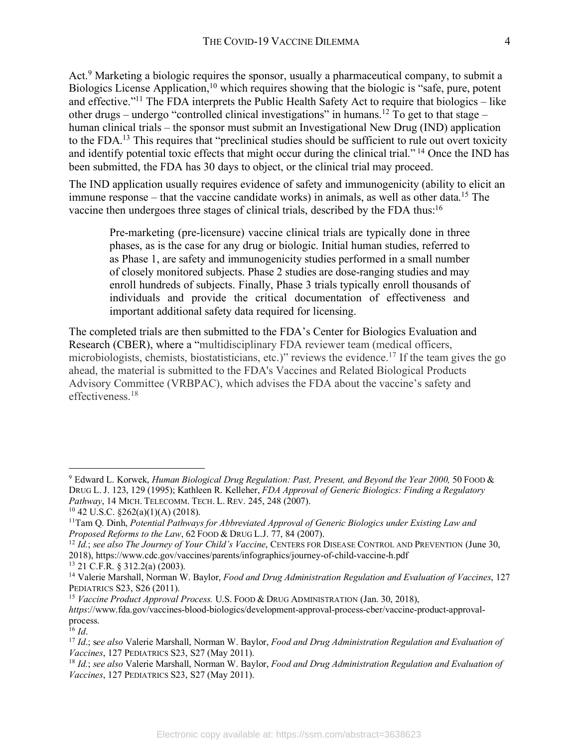Act.[9] Marketing a biologic requires the sponsor, usually a pharmaceutical company, to submit a Biologics License Application,[10] which requires showing that the biologic is "safe, pure, potent and effective."[11] The FDA interprets the Public Health Safety Act to require that biologics – like other drugs – undergo "controlled clinical investigations" in humans.[12] To get to that stage – human clinical trials – the sponsor must submit an Investigational New Drug (IND) application to the FDA.[13] This requires that "preclinical studies should be sufficient to rule out overt toxicity and identify potential toxic effects that might occur during the clinical trial."[14] Once the IND has been submitted, the FDA has 30 days to object, or the clinical trial may proceed.

The IND application usually requires evidence of safety and immunogenicity (ability to elicit an immune response – that the vaccine candidate works) in animals, as well as other data.[15] The vaccine then undergoes three stages of clinical trials, described by the FDA thus:[16]

> Pre-marketing (pre-licensure) vaccine clinical trials are typically done in three phases, as is the case for any drug or biologic. Initial human studies, referred to as Phase 1, are safety and immunogenicity studies performed in a small number of closely monitored subjects. Phase 2 studies are dose-ranging studies and may enroll hundreds of subjects. Finally, Phase 3 trials typically enroll thousands of individuals and provide the critical documentation of effectiveness and important additional safety data required for licensing.

The completed trials are then submitted to the FDA's Center for Biologics Evaluation and Research (CBER), where a "multidisciplinary FDA reviewer team (medical officers, microbiologists, chemists, biostatisticians, etc.)" reviews the evidence.[17] If the team gives the go ahead, the material is submitted to the FDA's Vaccines and Related Biological Products Advisory Committee (VRBPAC), which advises the FDA about the vaccine's safety and effectiveness.[18]

---

[9] Edward L. Korwek, *Human Biological Drug Regulation: Past, Present, and Beyond the Year 2000,* 50 FOOD & DRUG L. J. 123, 129 (1995); Kathleen R. Kelleher, *FDA Approval of Generic Biologics: Finding a Regulatory Pathway*, 14 MICH. TELECOMM. TECH. L. REV. 245, 248 (2007).

[10] 42 U.S.C. §262(a)(1)(A) (2018).

[11] Tam Q. Dinh, *Potential Pathways for Abbreviated Approval of Generic Biologics under Existing Law and Proposed Reforms to the Law*, 62 FOOD & DRUG L.J. 77, 84 (2007).

[12] *Id.*; *see also The Journey of Your Child's Vaccine*, CENTERS FOR DISEASE CONTROL AND PREVENTION (June 30, 2018), https://www.cdc.gov/vaccines/parents/infographics/journey-of-child-vaccine-h.pdf

[13] 21 C.F.R. § 312.2(a) (2003).

[14] Valerie Marshall, Norman W. Baylor, *Food and Drug Administration Regulation and Evaluation of Vaccines*, 127 PEDIATRICS S23, S26 (2011).

[15] *Vaccine Product Approval Process.* U.S. FOOD & DRUG ADMINISTRATION (Jan. 30, 2018), *https*://www.fda.gov/vaccines-blood-biologics/development-approval-process-cber/vaccine-product-approval-process.

[16] *Id*.

[17] *Id*.; s*ee also* Valerie Marshall, Norman W. Baylor, *Food and Drug Administration Regulation and Evaluation of Vaccines*, 127 PEDIATRICS S23, S27 (May 2011).

[18] *Id.*; *see also* Valerie Marshall, Norman W. Baylor, *Food and Drug Administration Regulation and Evaluation of Vaccines*, 127 PEDIATRICS S23, S27 (May 2011).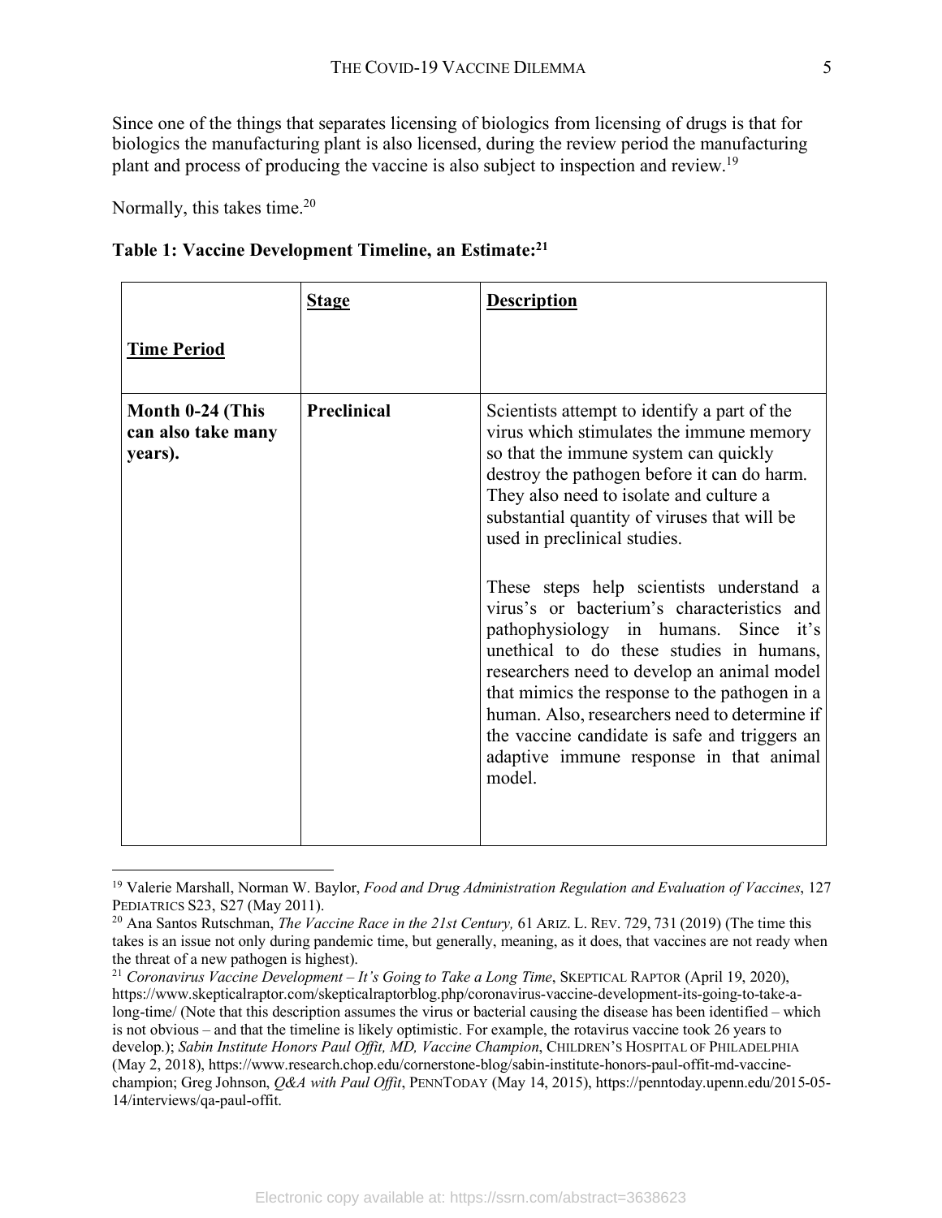Since one of the things that separates licensing of biologics from licensing of drugs is that for biologics the manufacturing plant is also licensed, during the review period the manufacturing plant and process of producing the vaccine is also subject to inspection and review.[19]

Normally, this takes time.[20]

**Table 1: Vaccine Development Timeline, an Estimate:[21]**

| **Time Period** | **Stage** | **Description** |
|---|---|---|
| **Month 0-24 (This can also take many years).** | **Preclinical** | Scientists attempt to identify a part of the virus which stimulates the immune memory so that the immune system can quickly destroy the pathogen before it can do harm. They also need to isolate and culture a substantial quantity of viruses that will be used in preclinical studies.<br><br>These steps help scientists understand a virus's or bacterium's characteristics and pathophysiology in humans. Since it's unethical to do these studies in humans, researchers need to develop an animal model that mimics the response to the pathogen in a human. Also, researchers need to determine if the vaccine candidate is safe and triggers an adaptive immune response in that animal model. |

---

[19] Valerie Marshall, Norman W. Baylor, *Food and Drug Administration Regulation and Evaluation of Vaccines*, 127 PEDIATRICS S23, S27 (May 2011).

[20] Ana Santos Rutschman, *The Vaccine Race in the 21st Century,* 61 ARIZ. L. REV. 729, 731 (2019) (The time this takes is an issue not only during pandemic time, but generally, meaning, as it does, that vaccines are not ready when the threat of a new pathogen is highest).

[21] *Coronavirus Vaccine Development – It's Going to Take a Long Time*, SKEPTICAL RAPTOR (April 19, 2020), https://www.skepticalraptor.com/skepticalraptorblog.php/coronavirus-vaccine-development-its-going-to-take-a-long-time/ (Note that this description assumes the virus or bacterial causing the disease has been identified – which is not obvious – and that the timeline is likely optimistic. For example, the rotavirus vaccine took 26 years to develop.); *Sabin Institute Honors Paul Offit, MD, Vaccine Champion*, CHILDREN'S HOSPITAL OF PHILADELPHIA (May 2, 2018), https://www.research.chop.edu/cornerstone-blog/sabin-institute-honors-paul-offit-md-vaccine-champion; Greg Johnson, *Q&A with Paul Offit*, PENNTODAY (May 14, 2015), https://penntoday.upenn.edu/2015-05-14/interviews/qa-paul-offit.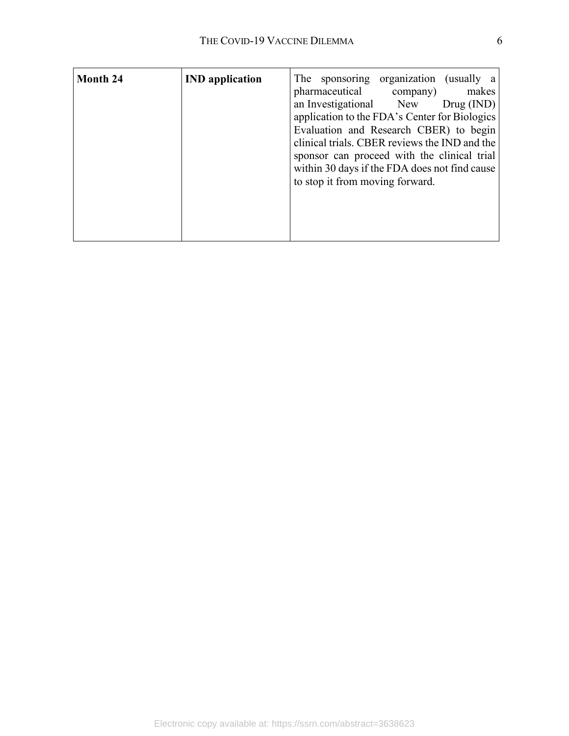| | | |
|---|---|---|
| **Month 24** | **IND application** | The sponsoring organization (usually a pharmaceutical company) makes an Investigational New Drug (IND) application to the FDA's Center for Biologics Evaluation and Research CBER) to begin clinical trials. CBER reviews the IND and the sponsor can proceed with the clinical trial within 30 days if the FDA does not find cause to stop it from moving forward. |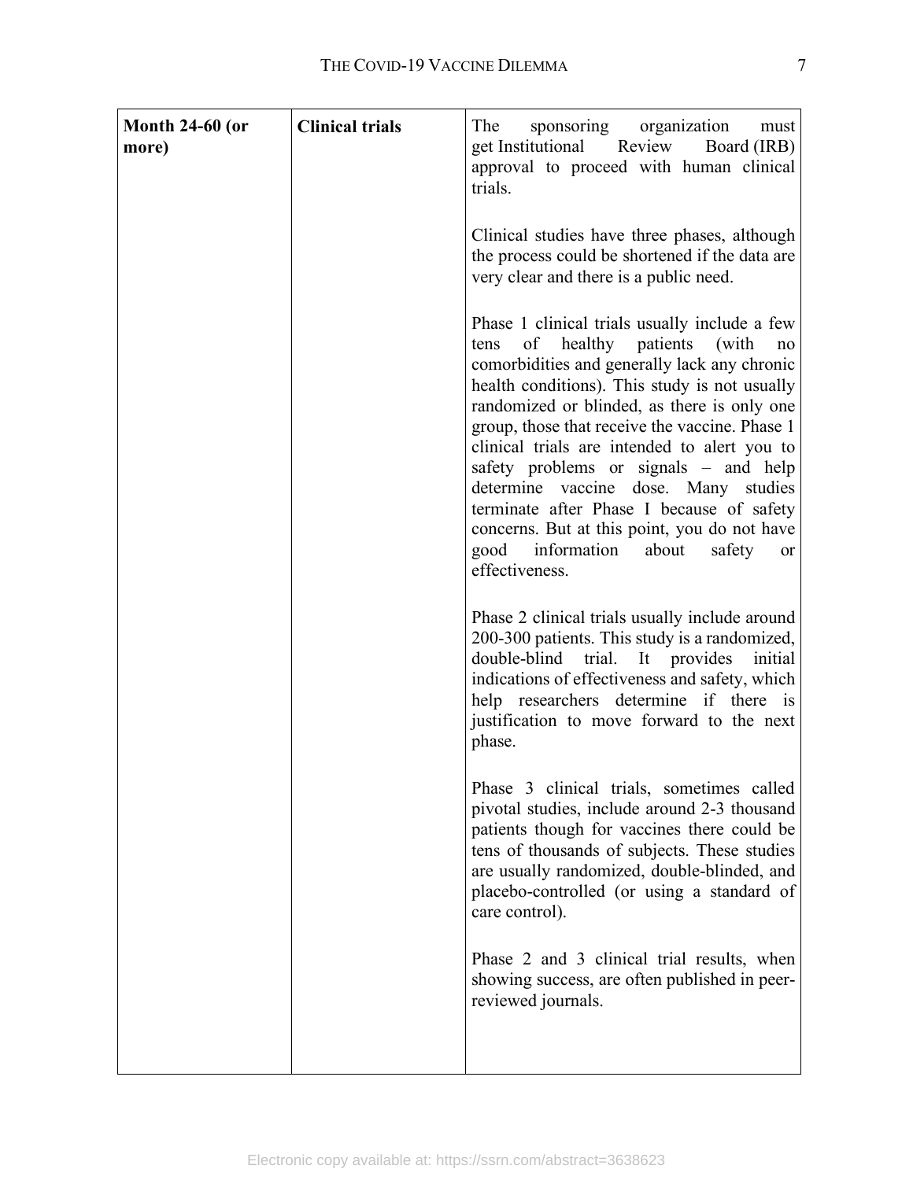| Month 24-60 (or more) | Clinical trials | The sponsoring organization must get Institutional Review Board (IRB) approval to proceed with human clinical trials.<br><br>Clinical studies have three phases, although the process could be shortened if the data are very clear and there is a public need.<br><br>Phase 1 clinical trials usually include a few tens of healthy patients (with no comorbidities and generally lack any chronic health conditions). This study is not usually randomized or blinded, as there is only one group, those that receive the vaccine. Phase 1 clinical trials are intended to alert you to safety problems or signals – and help determine vaccine dose. Many studies terminate after Phase I because of safety concerns. But at this point, you do not have good information about safety or effectiveness.<br><br>Phase 2 clinical trials usually include around 200-300 patients. This study is a randomized, double-blind trial. It provides initial indications of effectiveness and safety, which help researchers determine if there is justification to move forward to the next phase.<br><br>Phase 3 clinical trials, sometimes called pivotal studies, include around 2-3 thousand patients though for vaccines there could be tens of thousands of subjects. These studies are usually randomized, double-blinded, and placebo-controlled (or using a standard of care control).<br><br>Phase 2 and 3 clinical trial results, when showing success, are often published in peer-reviewed journals. |
|---|---|---|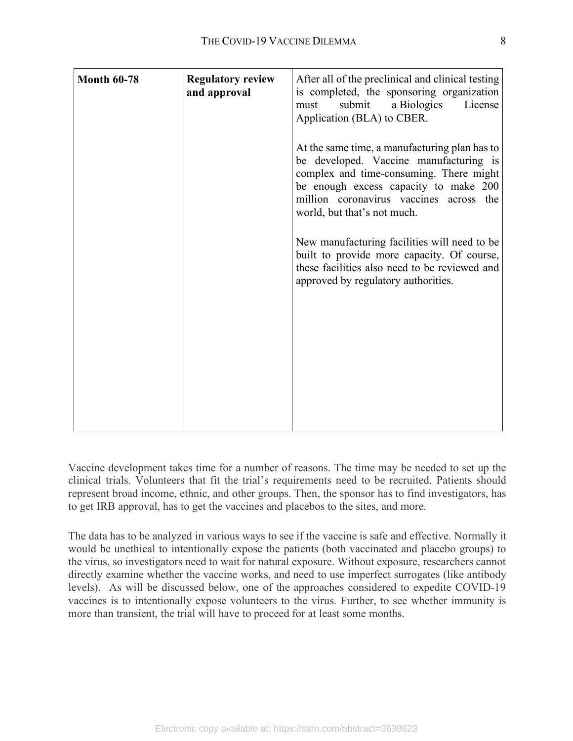| **Month 60-78** | **Regulatory review and approval** | After all of the preclinical and clinical testing is completed, the sponsoring organization must submit a Biologics License Application (BLA) to CBER.<br><br>At the same time, a manufacturing plan has to be developed. Vaccine manufacturing is complex and time-consuming. There might be enough excess capacity to make 200 million coronavirus vaccines across the world, but that's not much.<br><br>New manufacturing facilities will need to be built to provide more capacity. Of course, these facilities also need to be reviewed and approved by regulatory authorities. |
|---|---|---|

Vaccine development takes time for a number of reasons. The time may be needed to set up the clinical trials. Volunteers that fit the trial's requirements need to be recruited. Patients should represent broad income, ethnic, and other groups. Then, the sponsor has to find investigators, has to get IRB approval, has to get the vaccines and placebos to the sites, and more.

The data has to be analyzed in various ways to see if the vaccine is safe and effective. Normally it would be unethical to intentionally expose the patients (both vaccinated and placebo groups) to the virus, so investigators need to wait for natural exposure. Without exposure, researchers cannot directly examine whether the vaccine works, and need to use imperfect surrogates (like antibody levels). As will be discussed below, one of the approaches considered to expedite COVID-19 vaccines is to intentionally expose volunteers to the virus. Further, to see whether immunity is more than transient, the trial will have to proceed for at least some months.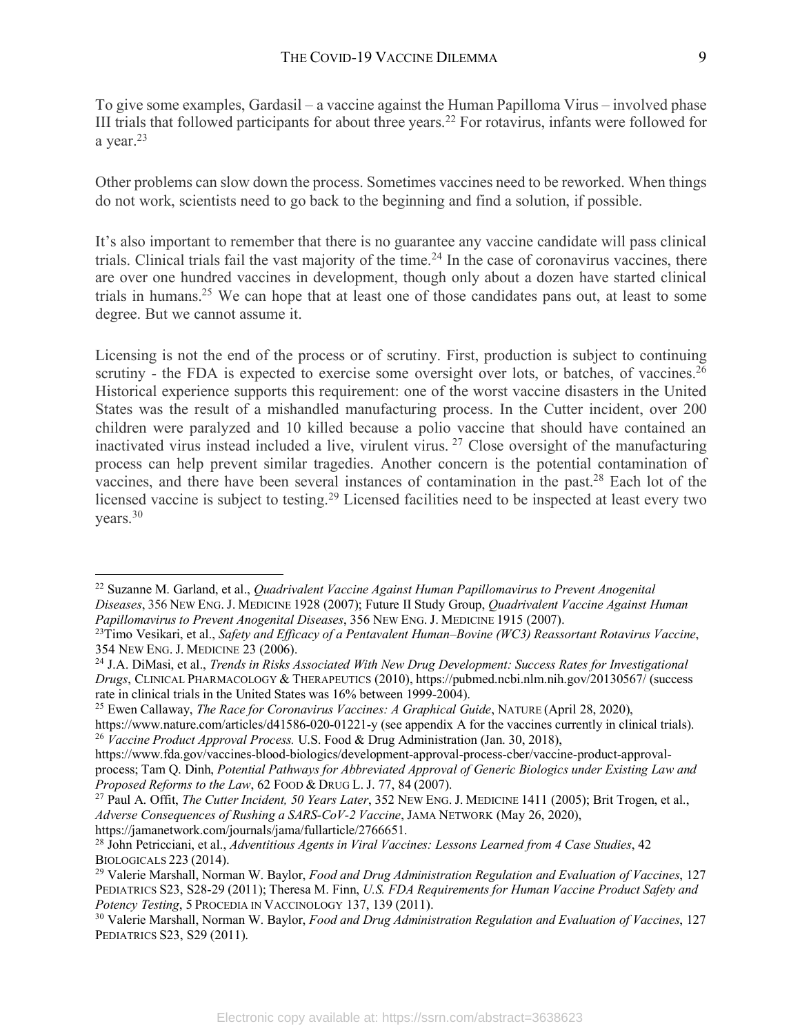To give some examples, Gardasil – a vaccine against the Human Papilloma Virus – involved phase III trials that followed participants for about three years.[22] For rotavirus, infants were followed for a year.[23]

Other problems can slow down the process. Sometimes vaccines need to be reworked. When things do not work, scientists need to go back to the beginning and find a solution, if possible.

It's also important to remember that there is no guarantee any vaccine candidate will pass clinical trials. Clinical trials fail the vast majority of the time.[24] In the case of coronavirus vaccines, there are over one hundred vaccines in development, though only about a dozen have started clinical trials in humans.[25] We can hope that at least one of those candidates pans out, at least to some degree. But we cannot assume it.

Licensing is not the end of the process or of scrutiny. First, production is subject to continuing scrutiny - the FDA is expected to exercise some oversight over lots, or batches, of vaccines.[26] Historical experience supports this requirement: one of the worst vaccine disasters in the United States was the result of a mishandled manufacturing process. In the Cutter incident, over 200 children were paralyzed and 10 killed because a polio vaccine that should have contained an inactivated virus instead included a live, virulent virus.[27] Close oversight of the manufacturing process can help prevent similar tragedies. Another concern is the potential contamination of vaccines, and there have been several instances of contamination in the past.[28] Each lot of the licensed vaccine is subject to testing.[29] Licensed facilities need to be inspected at least every two years.[30]

---

[22] Suzanne M. Garland, et al., *Quadrivalent Vaccine Against Human Papillomavirus to Prevent Anogenital Diseases*, 356 NEW ENG. J. MEDICINE 1928 (2007); Future II Study Group, *Quadrivalent Vaccine Against Human Papillomavirus to Prevent Anogenital Diseases*, 356 NEW ENG. J. MEDICINE 1915 (2007).

[23] Timo Vesikari, et al., *Safety and Efficacy of a Pentavalent Human–Bovine (WC3) Reassortant Rotavirus Vaccine*, 354 NEW ENG. J. MEDICINE 23 (2006).

[24] J.A. DiMasi, et al., *Trends in Risks Associated With New Drug Development: Success Rates for Investigational Drugs*, CLINICAL PHARMACOLOGY & THERAPEUTICS (2010), https://pubmed.ncbi.nlm.nih.gov/20130567/ (success rate in clinical trials in the United States was 16% between 1999-2004).

[25] Ewen Callaway, *The Race for Coronavirus Vaccines: A Graphical Guide*, NATURE (April 28, 2020), https://www.nature.com/articles/d41586-020-01221-y (see appendix A for the vaccines currently in clinical trials).

[26] *Vaccine Product Approval Process.* U.S. Food & Drug Administration (Jan. 30, 2018), https://www.fda.gov/vaccines-blood-biologics/development-approval-process-cber/vaccine-product-approval-process; Tam Q. Dinh, *Potential Pathways for Abbreviated Approval of Generic Biologics under Existing Law and Proposed Reforms to the Law*, 62 FOOD & DRUG L. J. 77, 84 (2007).

[27] Paul A. Offit, *The Cutter Incident, 50 Years Later*, 352 NEW ENG. J. MEDICINE 1411 (2005); Brit Trogen, et al., *Adverse Consequences of Rushing a SARS-CoV-2 Vaccine*, JAMA NETWORK (May 26, 2020), https://jamanetwork.com/journals/jama/fullarticle/2766651.

[28] John Petricciani, et al., *Adventitious Agents in Viral Vaccines: Lessons Learned from 4 Case Studies*, 42 BIOLOGICALS 223 (2014).

[29] Valerie Marshall, Norman W. Baylor, *Food and Drug Administration Regulation and Evaluation of Vaccines*, 127 PEDIATRICS S23, S28-29 (2011); Theresa M. Finn, *U.S. FDA Requirements for Human Vaccine Product Safety and Potency Testing*, 5 PROCEDIA IN VACCINOLOGY 137, 139 (2011).

[30] Valerie Marshall, Norman W. Baylor, *Food and Drug Administration Regulation and Evaluation of Vaccines*, 127 PEDIATRICS S23, S29 (2011).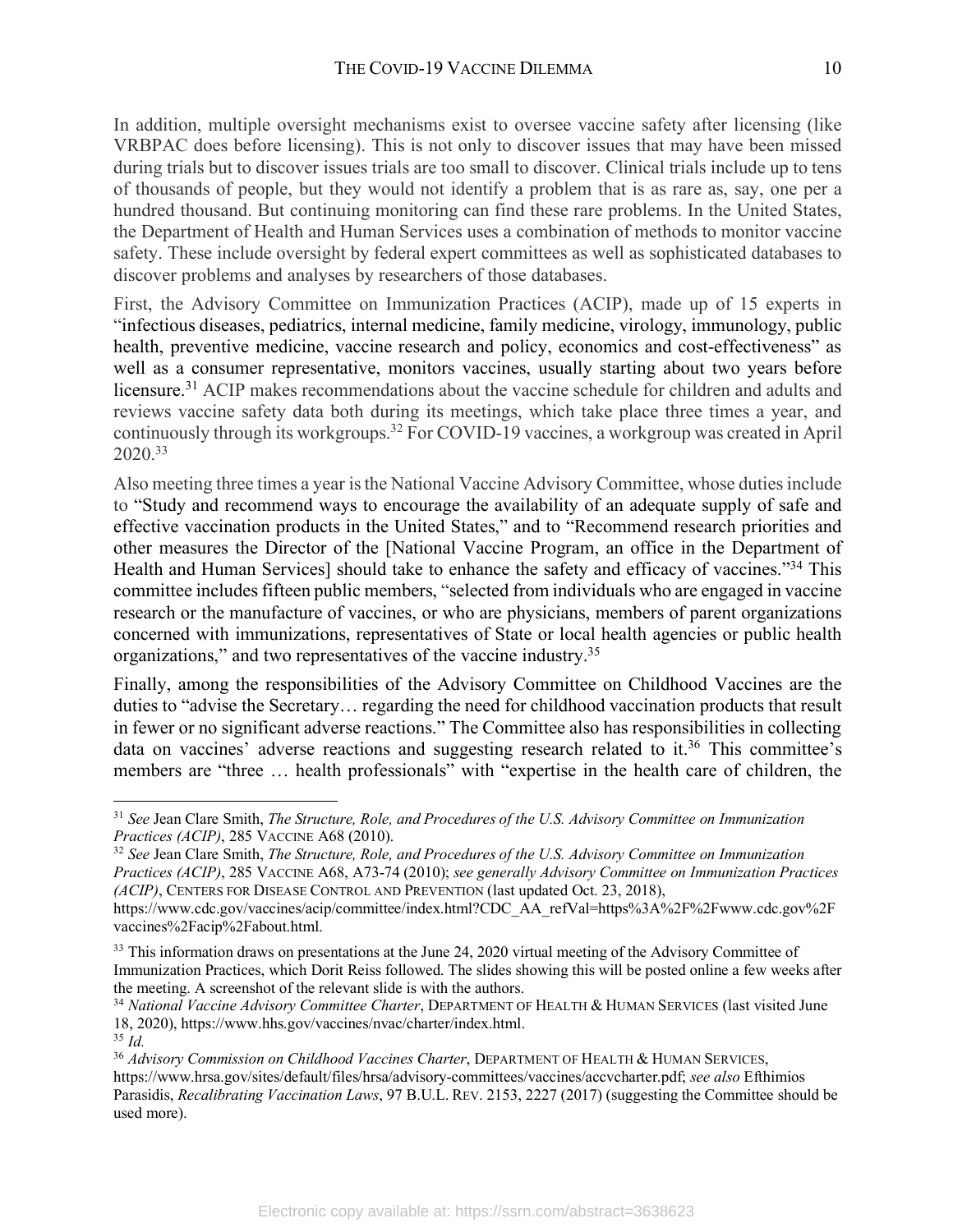In addition, multiple oversight mechanisms exist to oversee vaccine safety after licensing (like VRBPAC does before licensing). This is not only to discover issues that may have been missed during trials but to discover issues trials are too small to discover. Clinical trials include up to tens of thousands of people, but they would not identify a problem that is as rare as, say, one per a hundred thousand. But continuing monitoring can find these rare problems. In the United States, the Department of Health and Human Services uses a combination of methods to monitor vaccine safety. These include oversight by federal expert committees as well as sophisticated databases to discover problems and analyses by researchers of those databases.

First, the Advisory Committee on Immunization Practices (ACIP), made up of 15 experts in "infectious diseases, pediatrics, internal medicine, family medicine, virology, immunology, public health, preventive medicine, vaccine research and policy, economics and cost-effectiveness" as well as a consumer representative, monitors vaccines, usually starting about two years before licensure.[31] ACIP makes recommendations about the vaccine schedule for children and adults and reviews vaccine safety data both during its meetings, which take place three times a year, and continuously through its workgroups.[32] For COVID-19 vaccines, a workgroup was created in April 2020.[33]

Also meeting three times a year is the National Vaccine Advisory Committee, whose duties include to "Study and recommend ways to encourage the availability of an adequate supply of safe and effective vaccination products in the United States," and to "Recommend research priorities and other measures the Director of the [National Vaccine Program, an office in the Department of Health and Human Services] should take to enhance the safety and efficacy of vaccines."[34] This committee includes fifteen public members, "selected from individuals who are engaged in vaccine research or the manufacture of vaccines, or who are physicians, members of parent organizations concerned with immunizations, representatives of State or local health agencies or public health organizations," and two representatives of the vaccine industry.[35]

Finally, among the responsibilities of the Advisory Committee on Childhood Vaccines are the duties to "advise the Secretary… regarding the need for childhood vaccination products that result in fewer or no significant adverse reactions." The Committee also has responsibilities in collecting data on vaccines' adverse reactions and suggesting research related to it.[36] This committee's members are "three … health professionals" with "expertise in the health care of children, the

---

[31] *See* Jean Clare Smith, *The Structure, Role, and Procedures of the U.S. Advisory Committee on Immunization Practices (ACIP)*, 285 VACCINE A68 (2010).

[32] *See* Jean Clare Smith, *The Structure, Role, and Procedures of the U.S. Advisory Committee on Immunization Practices (ACIP)*, 285 VACCINE A68, A73-74 (2010); *see generally Advisory Committee on Immunization Practices (ACIP)*, CENTERS FOR DISEASE CONTROL AND PREVENTION (last updated Oct. 23, 2018), https://www.cdc.gov/vaccines/acip/committee/index.html?CDC_AA_refVal=https%3A%2F%2Fwww.cdc.gov%2Fvaccines%2Facip%2Fabout.html.

[33] This information draws on presentations at the June 24, 2020 virtual meeting of the Advisory Committee of Immunization Practices, which Dorit Reiss followed. The slides showing this will be posted online a few weeks after the meeting. A screenshot of the relevant slide is with the authors.

[34] *National Vaccine Advisory Committee Charter*, DEPARTMENT OF HEALTH & HUMAN SERVICES (last visited June 18, 2020), https://www.hhs.gov/vaccines/nvac/charter/index.html.

[35] *Id.*

[36] *Advisory Commission on Childhood Vaccines Charter*, DEPARTMENT OF HEALTH & HUMAN SERVICES, https://www.hrsa.gov/sites/default/files/hrsa/advisory-committees/vaccines/accvcharter.pdf; *see also* Efthimios Parasidis, *Recalibrating Vaccination Laws*, 97 B.U.L. REV. 2153, 2227 (2017) (suggesting the Committee should be used more).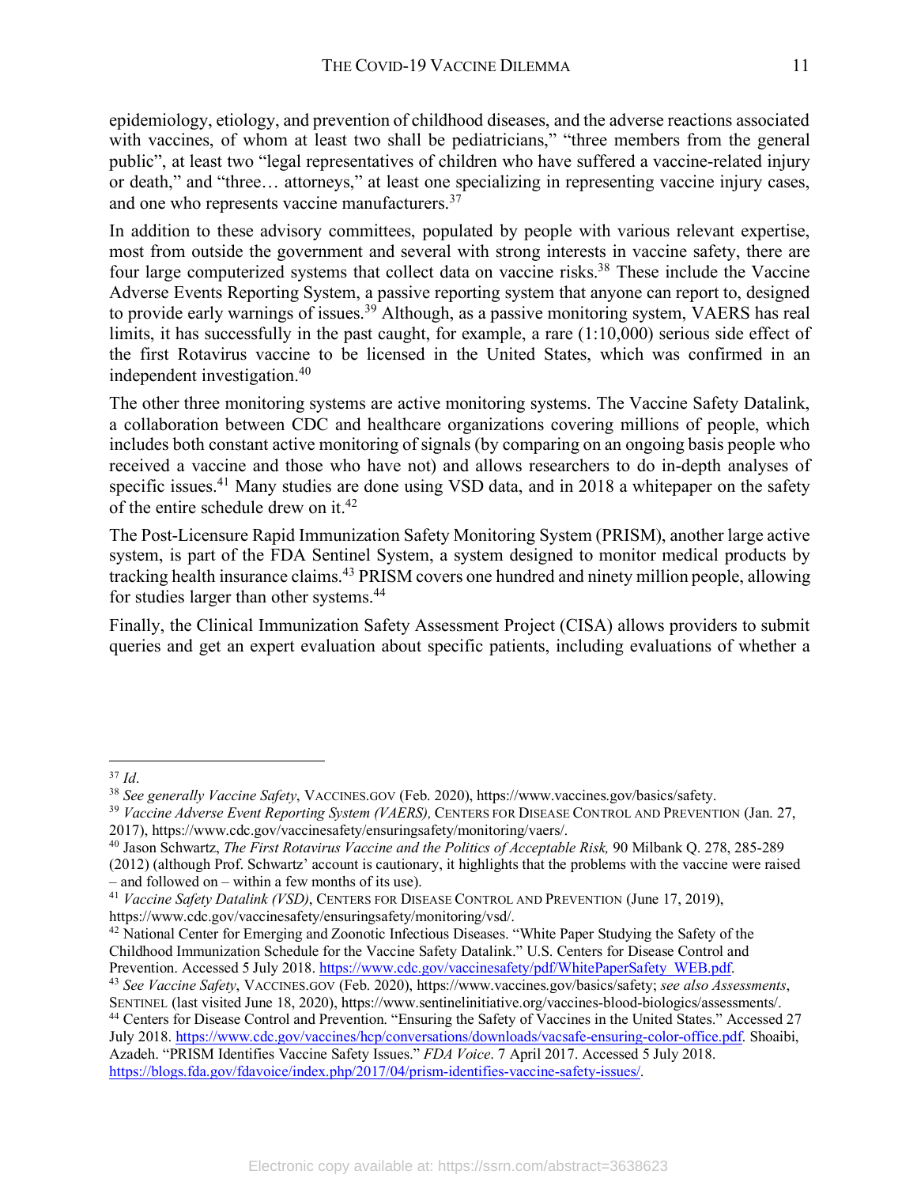epidemiology, etiology, and prevention of childhood diseases, and the adverse reactions associated with vaccines, of whom at least two shall be pediatricians," "three members from the general public", at least two "legal representatives of children who have suffered a vaccine-related injury or death," and "three… attorneys," at least one specializing in representing vaccine injury cases, and one who represents vaccine manufacturers.[37]

In addition to these advisory committees, populated by people with various relevant expertise, most from outside the government and several with strong interests in vaccine safety, there are four large computerized systems that collect data on vaccine risks.[38] These include the Vaccine Adverse Events Reporting System, a passive reporting system that anyone can report to, designed to provide early warnings of issues.[39] Although, as a passive monitoring system, VAERS has real limits, it has successfully in the past caught, for example, a rare (1:10,000) serious side effect of the first Rotavirus vaccine to be licensed in the United States, which was confirmed in an independent investigation.[40]

The other three monitoring systems are active monitoring systems. The Vaccine Safety Datalink, a collaboration between CDC and healthcare organizations covering millions of people, which includes both constant active monitoring of signals (by comparing on an ongoing basis people who received a vaccine and those who have not) and allows researchers to do in-depth analyses of specific issues.[41] Many studies are done using VSD data, and in 2018 a whitepaper on the safety of the entire schedule drew on it.[42]

The Post-Licensure Rapid Immunization Safety Monitoring System (PRISM), another large active system, is part of the FDA Sentinel System, a system designed to monitor medical products by tracking health insurance claims.[43] PRISM covers one hundred and ninety million people, allowing for studies larger than other systems.[44]

Finally, the Clinical Immunization Safety Assessment Project (CISA) allows providers to submit queries and get an expert evaluation about specific patients, including evaluations of whether a

---

[37] *Id*.

[38] *See generally Vaccine Safety*, VACCINES.GOV (Feb. 2020), https://www.vaccines.gov/basics/safety.

[39] *Vaccine Adverse Event Reporting System (VAERS),* CENTERS FOR DISEASE CONTROL AND PREVENTION (Jan. 27, 2017), https://www.cdc.gov/vaccinesafety/ensuringsafety/monitoring/vaers/.

[40] Jason Schwartz, *The First Rotavirus Vaccine and the Politics of Acceptable Risk,* 90 Milbank Q. 278, 285-289 (2012) (although Prof. Schwartz' account is cautionary, it highlights that the problems with the vaccine were raised – and followed on – within a few months of its use).

[41] *Vaccine Safety Datalink (VSD)*, CENTERS FOR DISEASE CONTROL AND PREVENTION (June 17, 2019), https://www.cdc.gov/vaccinesafety/ensuringsafety/monitoring/vsd/.

[42] National Center for Emerging and Zoonotic Infectious Diseases. "White Paper Studying the Safety of the Childhood Immunization Schedule for the Vaccine Safety Datalink." U.S. Centers for Disease Control and Prevention. Accessed 5 July 2018. https://www.cdc.gov/vaccinesafety/pdf/WhitePaperSafety_WEB.pdf.

[43] *See Vaccine Safety*, VACCINES.GOV (Feb. 2020), https://www.vaccines.gov/basics/safety; *see also Assessments*, SENTINEL (last visited June 18, 2020), https://www.sentinelinitiative.org/vaccines-blood-biologics/assessments/.

[44] Centers for Disease Control and Prevention. "Ensuring the Safety of Vaccines in the United States." Accessed 27 July 2018. https://www.cdc.gov/vaccines/hcp/conversations/downloads/vacsafe-ensuring-color-office.pdf. Shoaibi, Azadeh. "PRISM Identifies Vaccine Safety Issues." *FDA Voice*. 7 April 2017. Accessed 5 July 2018. https://blogs.fda.gov/fdavoice/index.php/2017/04/prism-identifies-vaccine-safety-issues/.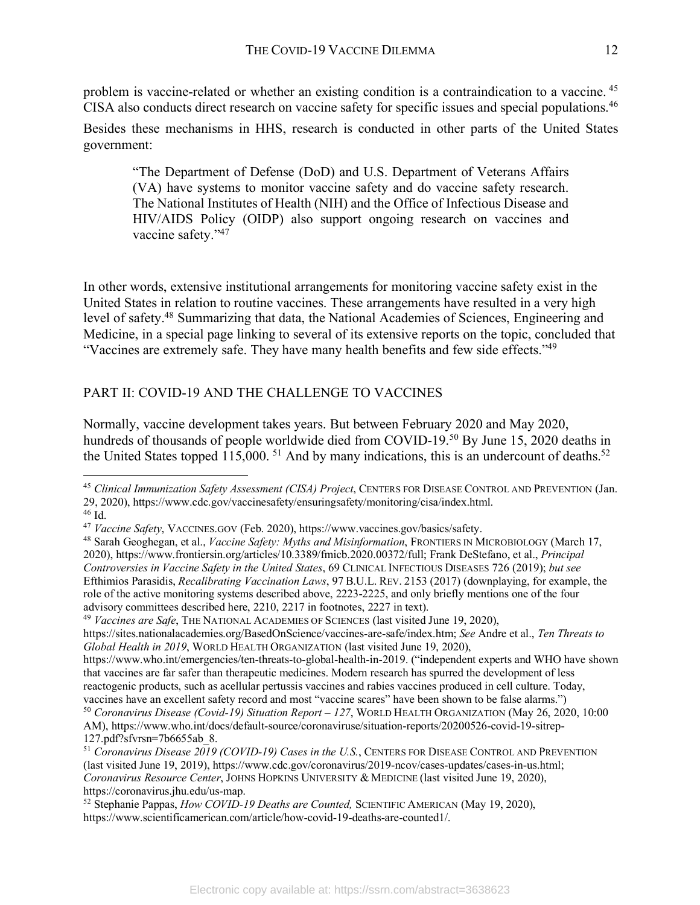problem is vaccine-related or whether an existing condition is a contraindication to a vaccine.[45] CISA also conducts direct research on vaccine safety for specific issues and special populations.[46]

Besides these mechanisms in HHS, research is conducted in other parts of the United States government:

> "The Department of Defense (DoD) and U.S. Department of Veterans Affairs (VA) have systems to monitor vaccine safety and do vaccine safety research. The National Institutes of Health (NIH) and the Office of Infectious Disease and HIV/AIDS Policy (OIDP) also support ongoing research on vaccines and vaccine safety."[47]

In other words, extensive institutional arrangements for monitoring vaccine safety exist in the United States in relation to routine vaccines. These arrangements have resulted in a very high level of safety.[48] Summarizing that data, the National Academies of Sciences, Engineering and Medicine, in a special page linking to several of its extensive reports on the topic, concluded that "Vaccines are extremely safe. They have many health benefits and few side effects."[49]

## PART II: COVID-19 AND THE CHALLENGE TO VACCINES

Normally, vaccine development takes years. But between February 2020 and May 2020, hundreds of thousands of people worldwide died from COVID-19.[50] By June 15, 2020 deaths in the United States topped 115,000.[51] And by many indications, this is an undercount of deaths.[52]

---

[45] *Clinical Immunization Safety Assessment (CISA) Project*, CENTERS FOR DISEASE CONTROL AND PREVENTION (Jan. 29, 2020), https://www.cdc.gov/vaccinesafety/ensuringsafety/monitoring/cisa/index.html.

[46] Id.

[47] *Vaccine Safety*, VACCINES.GOV (Feb. 2020), https://www.vaccines.gov/basics/safety.

[48] Sarah Geoghegan, et al., *Vaccine Safety: Myths and Misinformation*, FRONTIERS IN MICROBIOLOGY (March 17, 2020), https://www.frontiersin.org/articles/10.3389/fmicb.2020.00372/full; Frank DeStefano, et al., *Principal Controversies in Vaccine Safety in the United States*, 69 CLINICAL INFECTIOUS DISEASES 726 (2019); *but see* Efthimios Parasidis, *Recalibrating Vaccination Laws*, 97 B.U.L. REV. 2153 (2017) (downplaying, for example, the role of the active monitoring systems described above, 2223-2225, and only briefly mentions one of the four advisory committees described here, 2210, 2217 in footnotes, 2227 in text).

[49] *Vaccines are Safe*, THE NATIONAL ACADEMIES OF SCIENCES (last visited June 19, 2020), https://sites.nationalacademies.org/BasedOnScience/vaccines-are-safe/index.htm; *See* Andre et al., *Ten Threats to Global Health in 2019*, WORLD HEALTH ORGANIZATION (last visited June 19, 2020), https://www.who.int/emergencies/ten-threats-to-global-health-in-2019. ("independent experts and WHO have shown that vaccines are far safer than therapeutic medicines. Modern research has spurred the development of less reactogenic products, such as acellular pertussis vaccines and rabies vaccines produced in cell culture. Today, vaccines have an excellent safety record and most "vaccine scares" have been shown to be false alarms.")

[50] *Coronavirus Disease (Covid-19) Situation Report – 127*, WORLD HEALTH ORGANIZATION (May 26, 2020, 10:00 AM), https://www.who.int/docs/default-source/coronaviruse/situation-reports/20200526-covid-19-sitrep-127.pdf?sfvrsn=7b6655ab_8.

[51] *Coronavirus Disease 2019 (COVID-19) Cases in the U.S.*, CENTERS FOR DISEASE CONTROL AND PREVENTION (last visited June 19, 2019), https://www.cdc.gov/coronavirus/2019-ncov/cases-updates/cases-in-us.html; *Coronavirus Resource Center*, JOHNS HOPKINS UNIVERSITY & MEDICINE (last visited June 19, 2020), https://coronavirus.jhu.edu/us-map.

[52] Stephanie Pappas, *How COVID-19 Deaths are Counted,* SCIENTIFIC AMERICAN (May 19, 2020), https://www.scientificamerican.com/article/how-covid-19-deaths-are-counted1/.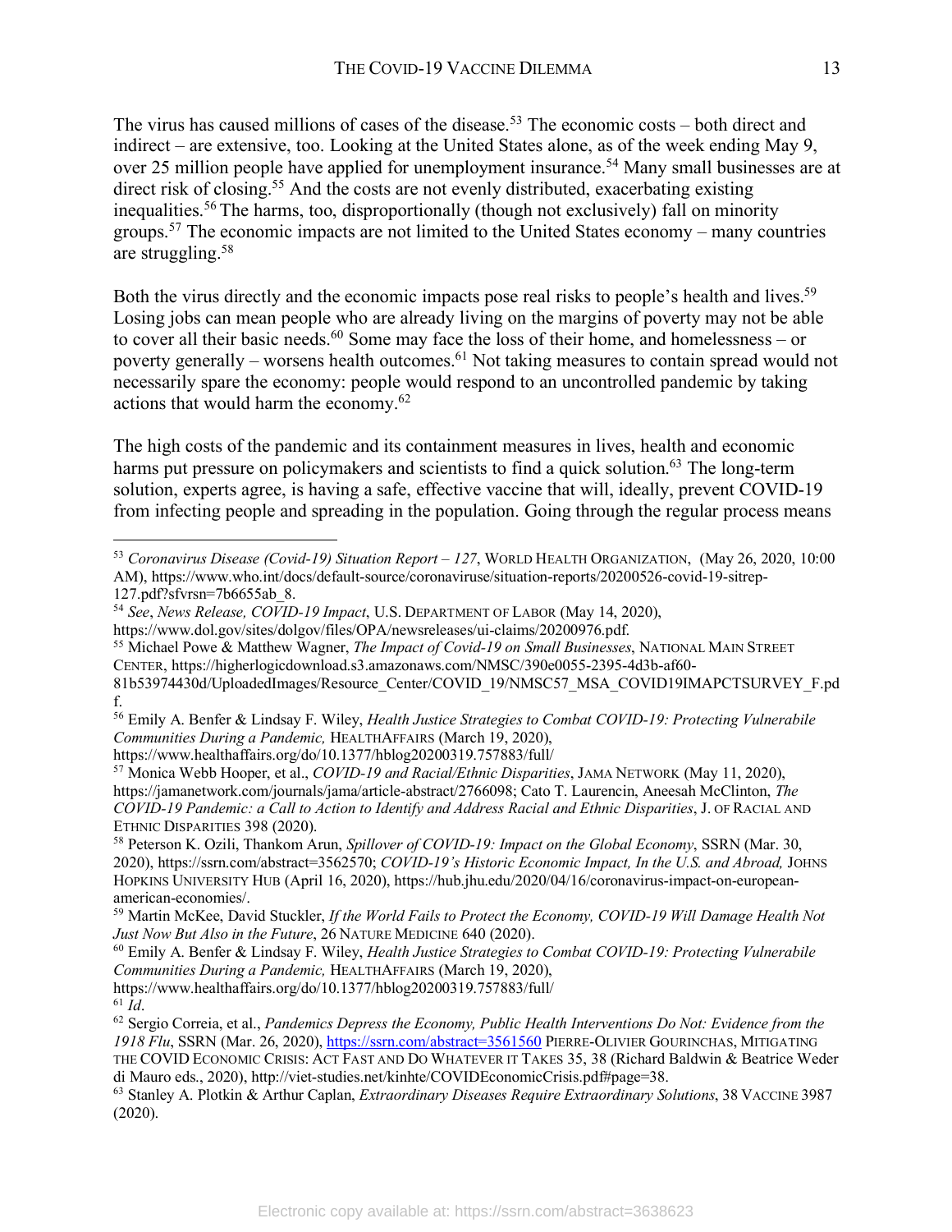The virus has caused millions of cases of the disease.[53] The economic costs – both direct and indirect – are extensive, too. Looking at the United States alone, as of the week ending May 9, over 25 million people have applied for unemployment insurance.[54] Many small businesses are at direct risk of closing.[55] And the costs are not evenly distributed, exacerbating existing inequalities.[56] The harms, too, disproportionally (though not exclusively) fall on minority groups.[57] The economic impacts are not limited to the United States economy – many countries are struggling.[58]

Both the virus directly and the economic impacts pose real risks to people's health and lives.[59] Losing jobs can mean people who are already living on the margins of poverty may not be able to cover all their basic needs.[60] Some may face the loss of their home, and homelessness – or poverty generally – worsens health outcomes.[61] Not taking measures to contain spread would not necessarily spare the economy: people would respond to an uncontrolled pandemic by taking actions that would harm the economy.[62]

The high costs of the pandemic and its containment measures in lives, health and economic harms put pressure on policymakers and scientists to find a quick solution.[63] The long-term solution, experts agree, is having a safe, effective vaccine that will, ideally, prevent COVID-19 from infecting people and spreading in the population. Going through the regular process means

---

[53] *Coronavirus Disease (Covid-19) Situation Report – 127*, WORLD HEALTH ORGANIZATION, (May 26, 2020, 10:00 AM), https://www.who.int/docs/default-source/coronaviruse/situation-reports/20200526-covid-19-sitrep-127.pdf?sfvrsn=7b6655ab_8.

[54] *See*, *News Release, COVID-19 Impact*, U.S. DEPARTMENT OF LABOR (May 14, 2020), https://www.dol.gov/sites/dolgov/files/OPA/newsreleases/ui-claims/20200976.pdf.

[55] Michael Powe & Matthew Wagner, *The Impact of Covid-19 on Small Businesses*, NATIONAL MAIN STREET CENTER, https://higherlogicdownload.s3.amazonaws.com/NMSC/390e0055-2395-4d3b-af60-81b53974430d/UploadedImages/Resource_Center/COVID_19/NMSC57_MSA_COVID19IMAPCTSURVEY_F.pdf.

[56] Emily A. Benfer & Lindsay F. Wiley, *Health Justice Strategies to Combat COVID-19: Protecting Vulnerabile Communities During a Pandemic,* HEALTHAFFAIRS (March 19, 2020), https://www.healthaffairs.org/do/10.1377/hblog20200319.757883/full/

[57] Monica Webb Hooper, et al., *COVID-19 and Racial/Ethnic Disparities*, JAMA NETWORK (May 11, 2020), https://jamanetwork.com/journals/jama/article-abstract/2766098; Cato T. Laurencin, Aneesah McClinton, *The COVID-19 Pandemic: a Call to Action to Identify and Address Racial and Ethnic Disparities*, J. OF RACIAL AND ETHNIC DISPARITIES 398 (2020).

[58] Peterson K. Ozili, Thankom Arun, *Spillover of COVID-19: Impact on the Global Economy*, SSRN (Mar. 30, 2020), https://ssrn.com/abstract=3562570; *COVID-19's Historic Economic Impact, In the U.S. and Abroad,* JOHNS HOPKINS UNIVERSITY HUB (April 16, 2020), https://hub.jhu.edu/2020/04/16/coronavirus-impact-on-european-american-economies/.

[59] Martin McKee, David Stuckler, *If the World Fails to Protect the Economy, COVID-19 Will Damage Health Not Just Now But Also in the Future*, 26 NATURE MEDICINE 640 (2020).

[60] Emily A. Benfer & Lindsay F. Wiley, *Health Justice Strategies to Combat COVID-19: Protecting Vulnerabile Communities During a Pandemic,* HEALTHAFFAIRS (March 19, 2020), https://www.healthaffairs.org/do/10.1377/hblog20200319.757883/full/

[61] *Id*.

[62] Sergio Correia, et al., *Pandemics Depress the Economy, Public Health Interventions Do Not: Evidence from the 1918 Flu*, SSRN (Mar. 26, 2020), https://ssrn.com/abstract=3561560 PIERRE-OLIVIER GOURINCHAS, MITIGATING THE COVID ECONOMIC CRISIS: ACT FAST AND DO WHATEVER IT TAKES 35, 38 (Richard Baldwin & Beatrice Weder di Mauro eds., 2020), http://viet-studies.net/kinhte/COVIDEconomicCrisis.pdf#page=38.

[63] Stanley A. Plotkin & Arthur Caplan, *Extraordinary Diseases Require Extraordinary Solutions*, 38 VACCINE 3987 (2020).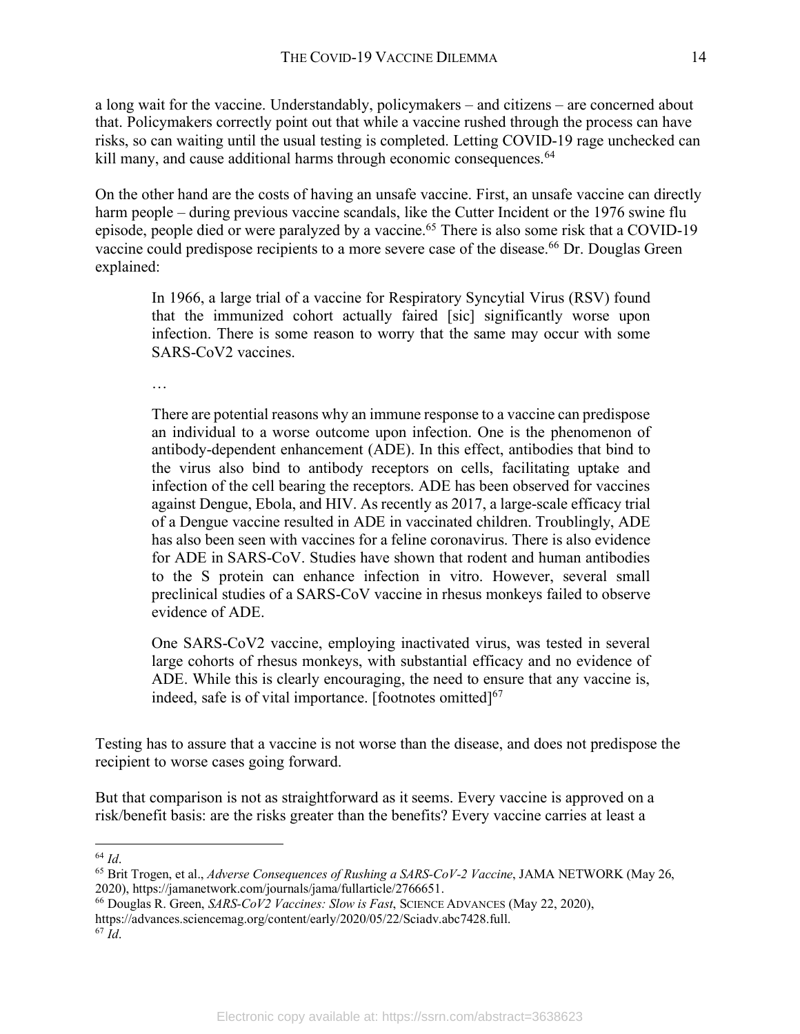a long wait for the vaccine. Understandably, policymakers – and citizens – are concerned about that. Policymakers correctly point out that while a vaccine rushed through the process can have risks, so can waiting until the usual testing is completed. Letting COVID-19 rage unchecked can kill many, and cause additional harms through economic consequences.[64]

On the other hand are the costs of having an unsafe vaccine. First, an unsafe vaccine can directly harm people – during previous vaccine scandals, like the Cutter Incident or the 1976 swine flu episode, people died or were paralyzed by a vaccine.[65] There is also some risk that a COVID-19 vaccine could predispose recipients to a more severe case of the disease.[66] Dr. Douglas Green explained:

> In 1966, a large trial of a vaccine for Respiratory Syncytial Virus (RSV) found that the immunized cohort actually faired [sic] significantly worse upon infection. There is some reason to worry that the same may occur with some SARS-CoV2 vaccines.
>
> …
>
> There are potential reasons why an immune response to a vaccine can predispose an individual to a worse outcome upon infection. One is the phenomenon of antibody-dependent enhancement (ADE). In this effect, antibodies that bind to the virus also bind to antibody receptors on cells, facilitating uptake and infection of the cell bearing the receptors. ADE has been observed for vaccines against Dengue, Ebola, and HIV. As recently as 2017, a large-scale efficacy trial of a Dengue vaccine resulted in ADE in vaccinated children. Troublingly, ADE has also been seen with vaccines for a feline coronavirus. There is also evidence for ADE in SARS-CoV. Studies have shown that rodent and human antibodies to the S protein can enhance infection in vitro. However, several small preclinical studies of a SARS-CoV vaccine in rhesus monkeys failed to observe evidence of ADE.
>
> One SARS-CoV2 vaccine, employing inactivated virus, was tested in several large cohorts of rhesus monkeys, with substantial efficacy and no evidence of ADE. While this is clearly encouraging, the need to ensure that any vaccine is, indeed, safe is of vital importance. [footnotes omitted][67]

Testing has to assure that a vaccine is not worse than the disease, and does not predispose the recipient to worse cases going forward.

But that comparison is not as straightforward as it seems. Every vaccine is approved on a risk/benefit basis: are the risks greater than the benefits? Every vaccine carries at least a

---

[64] *Id*.

[65] Brit Trogen, et al., *Adverse Consequences of Rushing a SARS-CoV-2 Vaccine*, JAMA NETWORK (May 26, 2020), https://jamanetwork.com/journals/jama/fullarticle/2766651.

[66] Douglas R. Green, *SARS-CoV2 Vaccines: Slow is Fast*, SCIENCE ADVANCES (May 22, 2020), https://advances.sciencemag.org/content/early/2020/05/22/Sciadv.abc7428.full.

[67] *Id*.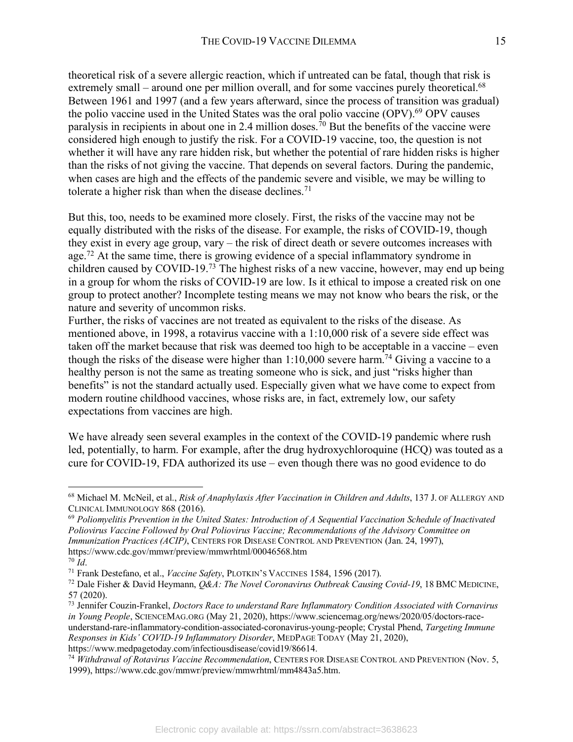theoretical risk of a severe allergic reaction, which if untreated can be fatal, though that risk is extremely small – around one per million overall, and for some vaccines purely theoretical.[68] Between 1961 and 1997 (and a few years afterward, since the process of transition was gradual) the polio vaccine used in the United States was the oral polio vaccine (OPV).[69] OPV causes paralysis in recipients in about one in 2.4 million doses.[70] But the benefits of the vaccine were considered high enough to justify the risk. For a COVID-19 vaccine, too, the question is not whether it will have any rare hidden risk, but whether the potential of rare hidden risks is higher than the risks of not giving the vaccine. That depends on several factors. During the pandemic, when cases are high and the effects of the pandemic severe and visible, we may be willing to tolerate a higher risk than when the disease declines.[71]

But this, too, needs to be examined more closely. First, the risks of the vaccine may not be equally distributed with the risks of the disease. For example, the risks of COVID-19, though they exist in every age group, vary – the risk of direct death or severe outcomes increases with age.[72] At the same time, there is growing evidence of a special inflammatory syndrome in children caused by COVID-19.[73] The highest risks of a new vaccine, however, may end up being in a group for whom the risks of COVID-19 are low. Is it ethical to impose a created risk on one group to protect another? Incomplete testing means we may not know who bears the risk, or the nature and severity of uncommon risks.

Further, the risks of vaccines are not treated as equivalent to the risks of the disease. As mentioned above, in 1998, a rotavirus vaccine with a 1:10,000 risk of a severe side effect was taken off the market because that risk was deemed too high to be acceptable in a vaccine – even though the risks of the disease were higher than 1:10,000 severe harm.[74] Giving a vaccine to a healthy person is not the same as treating someone who is sick, and just "risks higher than benefits" is not the standard actually used. Especially given what we have come to expect from modern routine childhood vaccines, whose risks are, in fact, extremely low, our safety expectations from vaccines are high.

We have already seen several examples in the context of the COVID-19 pandemic where rush led, potentially, to harm. For example, after the drug hydroxychloroquine (HCQ) was touted as a cure for COVID-19, FDA authorized its use – even though there was no good evidence to do

---

[68] Michael M. McNeil, et al., *Risk of Anaphylaxis After Vaccination in Children and Adults*, 137 J. OF ALLERGY AND CLINICAL IMMUNOLOGY 868 (2016).

[69] *Poliomyelitis Prevention in the United States: Introduction of A Sequential Vaccination Schedule of Inactivated Poliovirus Vaccine Followed by Oral Poliovirus Vaccine; Recommendations of the Advisory Committee on Immunization Practices (ACIP)*, CENTERS FOR DISEASE CONTROL AND PREVENTION (Jan. 24, 1997), https://www.cdc.gov/mmwr/preview/mmwrhtml/00046568.htm

[70] *Id*.

[71] Frank Destefano, et al., *Vaccine Safety*, PLOTKIN'S VACCINES 1584, 1596 (2017).

[72] Dale Fisher & David Heymann, *Q&A: The Novel Coronavirus Outbreak Causing Covid-19*, 18 BMC MEDICINE, 57 (2020).

[73] Jennifer Couzin-Frankel, *Doctors Race to understand Rare Inflammatory Condition Associated with Cornavirus in Young People*, SCIENCEMAG.ORG (May 21, 2020), https://www.sciencemag.org/news/2020/05/doctors-race-understand-rare-inflammatory-condition-associated-coronavirus-young-people; Crystal Phend, *Targeting Immune Responses in Kids' COVID-19 Inflammatory Disorder*, MEDPAGE TODAY (May 21, 2020), https://www.medpagetoday.com/infectiousdisease/covid19/86614.

[74] *Withdrawal of Rotavirus Vaccine Recommendation*, CENTERS FOR DISEASE CONTROL AND PREVENTION (Nov. 5, 1999), https://www.cdc.gov/mmwr/preview/mmwrhtml/mm4843a5.htm.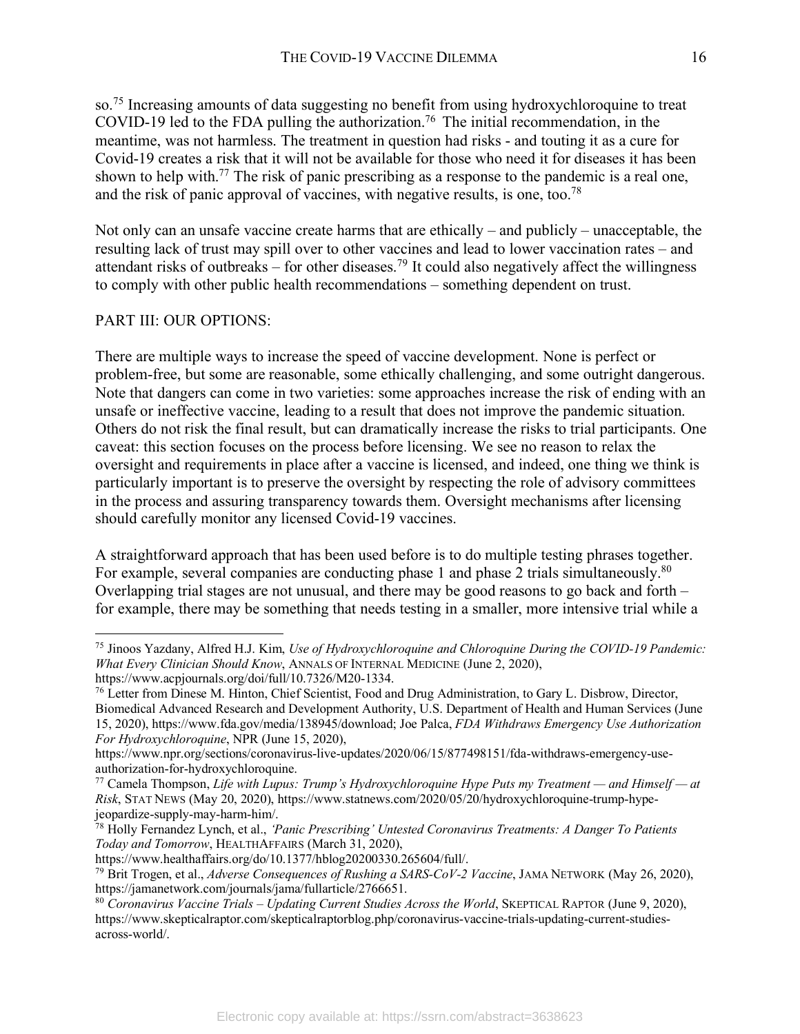so.[75] Increasing amounts of data suggesting no benefit from using hydroxychloroquine to treat COVID-19 led to the FDA pulling the authorization.[76] The initial recommendation, in the meantime, was not harmless. The treatment in question had risks - and touting it as a cure for Covid-19 creates a risk that it will not be available for those who need it for diseases it has been shown to help with.[77] The risk of panic prescribing as a response to the pandemic is a real one, and the risk of panic approval of vaccines, with negative results, is one, too.[78]

Not only can an unsafe vaccine create harms that are ethically – and publicly – unacceptable, the resulting lack of trust may spill over to other vaccines and lead to lower vaccination rates – and attendant risks of outbreaks – for other diseases.[79] It could also negatively affect the willingness to comply with other public health recommendations – something dependent on trust.

## PART III: OUR OPTIONS:

There are multiple ways to increase the speed of vaccine development. None is perfect or problem-free, but some are reasonable, some ethically challenging, and some outright dangerous. Note that dangers can come in two varieties: some approaches increase the risk of ending with an unsafe or ineffective vaccine, leading to a result that does not improve the pandemic situation. Others do not risk the final result, but can dramatically increase the risks to trial participants. One caveat: this section focuses on the process before licensing. We see no reason to relax the oversight and requirements in place after a vaccine is licensed, and indeed, one thing we think is particularly important is to preserve the oversight by respecting the role of advisory committees in the process and assuring transparency towards them. Oversight mechanisms after licensing should carefully monitor any licensed Covid-19 vaccines.

A straightforward approach that has been used before is to do multiple testing phrases together. For example, several companies are conducting phase 1 and phase 2 trials simultaneously.[80] Overlapping trial stages are not unusual, and there may be good reasons to go back and forth – for example, there may be something that needs testing in a smaller, more intensive trial while a

---

[75] Jinoos Yazdany, Alfred H.J. Kim, *Use of Hydroxychloroquine and Chloroquine During the COVID-19 Pandemic: What Every Clinician Should Know*, ANNALS OF INTERNAL MEDICINE (June 2, 2020), https://www.acpjournals.org/doi/full/10.7326/M20-1334.

[76] Letter from Dinese M. Hinton, Chief Scientist, Food and Drug Administration, to Gary L. Disbrow, Director, Biomedical Advanced Research and Development Authority, U.S. Department of Health and Human Services (June 15, 2020), https://www.fda.gov/media/138945/download; Joe Palca, *FDA Withdraws Emergency Use Authorization For Hydroxychloroquine*, NPR (June 15, 2020), https://www.npr.org/sections/coronavirus-live-updates/2020/06/15/877498151/fda-withdraws-emergency-use-authorization-for-hydroxychloroquine.

[77] Camela Thompson, *Life with Lupus: Trump's Hydroxychloroquine Hype Puts my Treatment — and Himself — at Risk*, STAT NEWS (May 20, 2020), https://www.statnews.com/2020/05/20/hydroxychloroquine-trump-hype-jeopardize-supply-may-harm-him/.

[78] Holly Fernandez Lynch, et al., *'Panic Prescribing' Untested Coronavirus Treatments: A Danger To Patients Today and Tomorrow*, HEALTHAFFAIRS (March 31, 2020), https://www.healthaffairs.org/do/10.1377/hblog20200330.265604/full/.

[79] Brit Trogen, et al., *Adverse Consequences of Rushing a SARS-CoV-2 Vaccine*, JAMA NETWORK (May 26, 2020), https://jamanetwork.com/journals/jama/fullarticle/2766651.

[80] *Coronavirus Vaccine Trials – Updating Current Studies Across the World*, SKEPTICAL RAPTOR (June 9, 2020), https://www.skepticalraptor.com/skepticalraptorblog.php/coronavirus-vaccine-trials-updating-current-studies-across-world/.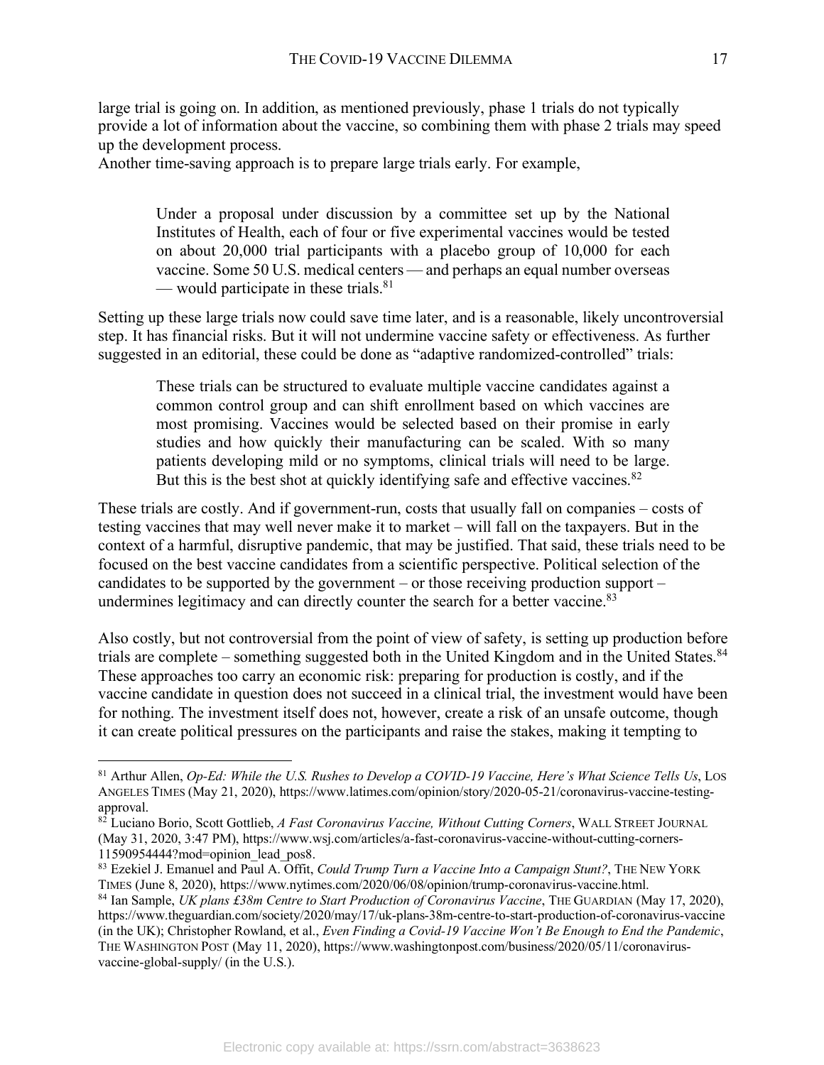large trial is going on. In addition, as mentioned previously, phase 1 trials do not typically provide a lot of information about the vaccine, so combining them with phase 2 trials may speed up the development process.
Another time-saving approach is to prepare large trials early. For example,

> Under a proposal under discussion by a committee set up by the National Institutes of Health, each of four or five experimental vaccines would be tested on about 20,000 trial participants with a placebo group of 10,000 for each vaccine. Some 50 U.S. medical centers — and perhaps an equal number overseas — would participate in these trials.[81]

Setting up these large trials now could save time later, and is a reasonable, likely uncontroversial step. It has financial risks. But it will not undermine vaccine safety or effectiveness. As further suggested in an editorial, these could be done as "adaptive randomized-controlled" trials:

> These trials can be structured to evaluate multiple vaccine candidates against a common control group and can shift enrollment based on which vaccines are most promising. Vaccines would be selected based on their promise in early studies and how quickly their manufacturing can be scaled. With so many patients developing mild or no symptoms, clinical trials will need to be large. But this is the best shot at quickly identifying safe and effective vaccines.[82]

These trials are costly. And if government-run, costs that usually fall on companies – costs of testing vaccines that may well never make it to market – will fall on the taxpayers. But in the context of a harmful, disruptive pandemic, that may be justified. That said, these trials need to be focused on the best vaccine candidates from a scientific perspective. Political selection of the candidates to be supported by the government – or those receiving production support – undermines legitimacy and can directly counter the search for a better vaccine.[83]

Also costly, but not controversial from the point of view of safety, is setting up production before trials are complete – something suggested both in the United Kingdom and in the United States.[84] These approaches too carry an economic risk: preparing for production is costly, and if the vaccine candidate in question does not succeed in a clinical trial, the investment would have been for nothing. The investment itself does not, however, create a risk of an unsafe outcome, though it can create political pressures on the participants and raise the stakes, making it tempting to

---

[81] Arthur Allen, *Op-Ed: While the U.S. Rushes to Develop a COVID-19 Vaccine, Here's What Science Tells Us*, LOS ANGELES TIMES (May 21, 2020), https://www.latimes.com/opinion/story/2020-05-21/coronavirus-vaccine-testing-approval.

[82] Luciano Borio, Scott Gottlieb, *A Fast Coronavirus Vaccine, Without Cutting Corners*, WALL STREET JOURNAL (May 31, 2020, 3:47 PM), https://www.wsj.com/articles/a-fast-coronavirus-vaccine-without-cutting-corners-11590954444?mod=opinion_lead_pos8.

[83] Ezekiel J. Emanuel and Paul A. Offit, *Could Trump Turn a Vaccine Into a Campaign Stunt?*, THE NEW YORK TIMES (June 8, 2020), https://www.nytimes.com/2020/06/08/opinion/trump-coronavirus-vaccine.html.

[84] Ian Sample, *UK plans £38m Centre to Start Production of Coronavirus Vaccine*, THE GUARDIAN (May 17, 2020), https://www.theguardian.com/society/2020/may/17/uk-plans-38m-centre-to-start-production-of-coronavirus-vaccine (in the UK); Christopher Rowland, et al., *Even Finding a Covid-19 Vaccine Won't Be Enough to End the Pandemic*, THE WASHINGTON POST (May 11, 2020), https://www.washingtonpost.com/business/2020/05/11/coronavirus-vaccine-global-supply/ (in the U.S.).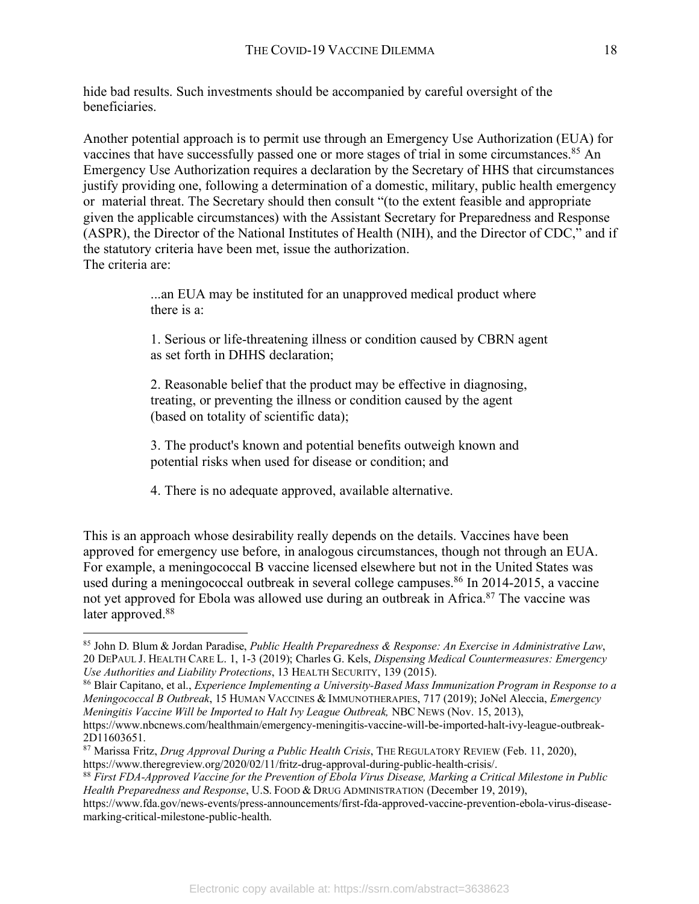hide bad results. Such investments should be accompanied by careful oversight of the beneficiaries.

Another potential approach is to permit use through an Emergency Use Authorization (EUA) for vaccines that have successfully passed one or more stages of trial in some circumstances.[85] An Emergency Use Authorization requires a declaration by the Secretary of HHS that circumstances justify providing one, following a determination of a domestic, military, public health emergency or material threat. The Secretary should then consult "(to the extent feasible and appropriate given the applicable circumstances) with the Assistant Secretary for Preparedness and Response (ASPR), the Director of the National Institutes of Health (NIH), and the Director of CDC," and if the statutory criteria have been met, issue the authorization.
The criteria are:

> ...an EUA may be instituted for an unapproved medical product where there is a:
>
> 1. Serious or life-threatening illness or condition caused by CBRN agent as set forth in DHHS declaration;
>
> 2. Reasonable belief that the product may be effective in diagnosing, treating, or preventing the illness or condition caused by the agent (based on totality of scientific data);
>
> 3. The product's known and potential benefits outweigh known and potential risks when used for disease or condition; and
>
> 4. There is no adequate approved, available alternative.

This is an approach whose desirability really depends on the details. Vaccines have been approved for emergency use before, in analogous circumstances, though not through an EUA. For example, a meningococcal B vaccine licensed elsewhere but not in the United States was used during a meningococcal outbreak in several college campuses.[86] In 2014-2015, a vaccine not yet approved for Ebola was allowed use during an outbreak in Africa.[87] The vaccine was later approved.[88]

---

[85] John D. Blum & Jordan Paradise, *Public Health Preparedness & Response: An Exercise in Administrative Law*, 20 DEPAUL J. HEALTH CARE L. 1, 1-3 (2019); Charles G. Kels, *Dispensing Medical Countermeasures: Emergency Use Authorities and Liability Protections*, 13 HEALTH SECURITY, 139 (2015).

[86] Blair Capitano, et al., *Experience Implementing a University-Based Mass Immunization Program in Response to a Meningococcal B Outbreak*, 15 HUMAN VACCINES & IMMUNOTHERAPIES, 717 (2019); JoNel Aleccia, *Emergency Meningitis Vaccine Will be Imported to Halt Ivy League Outbreak,* NBC NEWS (Nov. 15, 2013), https://www.nbcnews.com/healthmain/emergency-meningitis-vaccine-will-be-imported-halt-ivy-league-outbreak-2D11603651.

[87] Marissa Fritz, *Drug Approval During a Public Health Crisis*, THE REGULATORY REVIEW (Feb. 11, 2020), https://www.theregreview.org/2020/02/11/fritz-drug-approval-during-public-health-crisis/.

[88] *First FDA-Approved Vaccine for the Prevention of Ebola Virus Disease, Marking a Critical Milestone in Public Health Preparedness and Response*, U.S. FOOD & DRUG ADMINISTRATION (December 19, 2019), https://www.fda.gov/news-events/press-announcements/first-fda-approved-vaccine-prevention-ebola-virus-disease-marking-critical-milestone-public-health.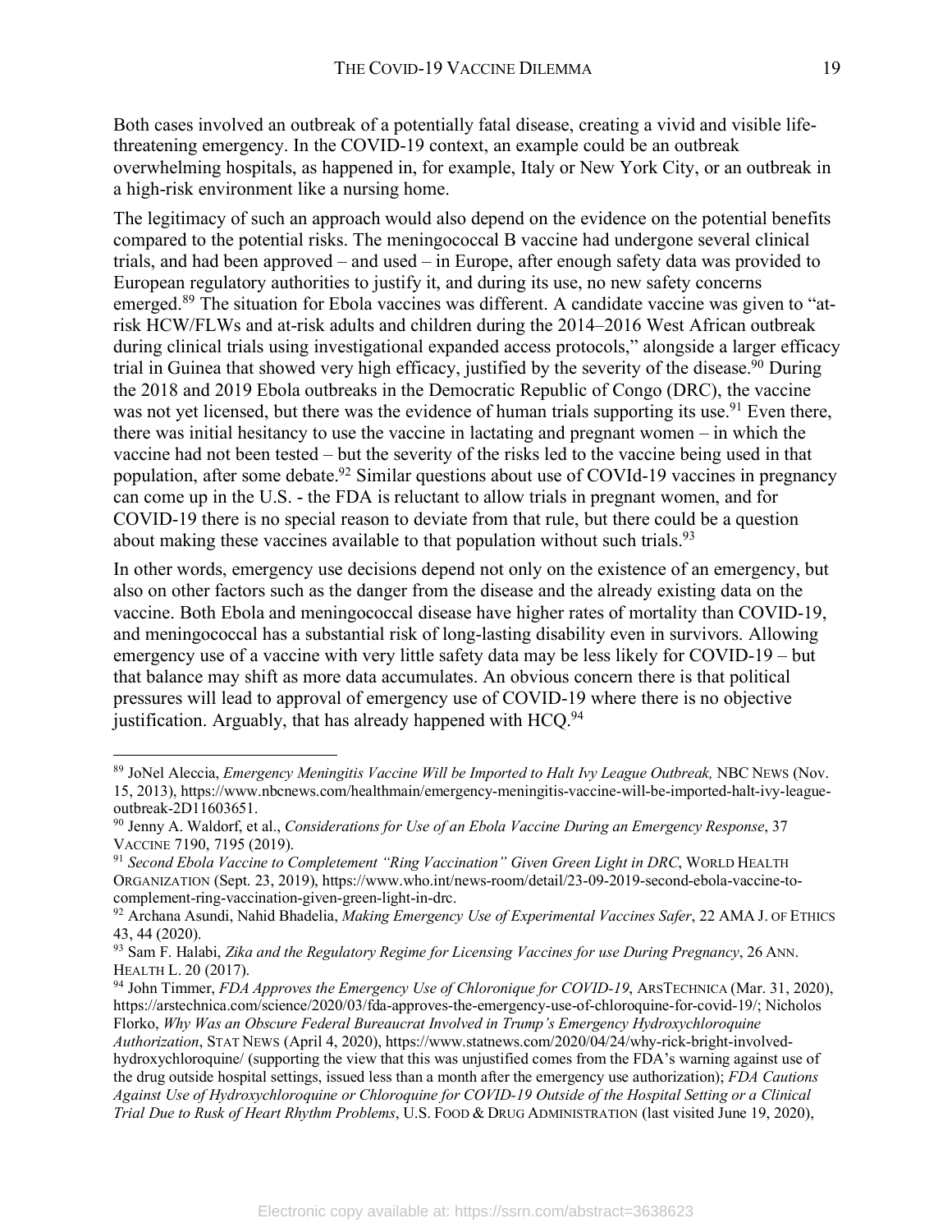Both cases involved an outbreak of a potentially fatal disease, creating a vivid and visible life-threatening emergency. In the COVID-19 context, an example could be an outbreak overwhelming hospitals, as happened in, for example, Italy or New York City, or an outbreak in a high-risk environment like a nursing home.

The legitimacy of such an approach would also depend on the evidence on the potential benefits compared to the potential risks. The meningococcal B vaccine had undergone several clinical trials, and had been approved – and used – in Europe, after enough safety data was provided to European regulatory authorities to justify it, and during its use, no new safety concerns emerged.[89] The situation for Ebola vaccines was different. A candidate vaccine was given to "at-risk HCW/FLWs and at-risk adults and children during the 2014–2016 West African outbreak during clinical trials using investigational expanded access protocols," alongside a larger efficacy trial in Guinea that showed very high efficacy, justified by the severity of the disease.[90] During the 2018 and 2019 Ebola outbreaks in the Democratic Republic of Congo (DRC), the vaccine was not yet licensed, but there was the evidence of human trials supporting its use.[91] Even there, there was initial hesitancy to use the vaccine in lactating and pregnant women – in which the vaccine had not been tested – but the severity of the risks led to the vaccine being used in that population, after some debate.[92] Similar questions about use of COVId-19 vaccines in pregnancy can come up in the U.S. - the FDA is reluctant to allow trials in pregnant women, and for COVID-19 there is no special reason to deviate from that rule, but there could be a question about making these vaccines available to that population without such trials.[93]

In other words, emergency use decisions depend not only on the existence of an emergency, but also on other factors such as the danger from the disease and the already existing data on the vaccine. Both Ebola and meningococcal disease have higher rates of mortality than COVID-19, and meningococcal has a substantial risk of long-lasting disability even in survivors. Allowing emergency use of a vaccine with very little safety data may be less likely for COVID-19 – but that balance may shift as more data accumulates. An obvious concern there is that political pressures will lead to approval of emergency use of COVID-19 where there is no objective justification. Arguably, that has already happened with HCQ.[94]

---

[89] JoNel Aleccia, *Emergency Meningitis Vaccine Will be Imported to Halt Ivy League Outbreak,* NBC NEWS (Nov. 15, 2013), https://www.nbcnews.com/healthmain/emergency-meningitis-vaccine-will-be-imported-halt-ivy-league-outbreak-2D11603651.

[90] Jenny A. Waldorf, et al., *Considerations for Use of an Ebola Vaccine During an Emergency Response*, 37 VACCINE 7190, 7195 (2019).

[91] *Second Ebola Vaccine to Completement "Ring Vaccination" Given Green Light in DRC*, WORLD HEALTH ORGANIZATION (Sept. 23, 2019), https://www.who.int/news-room/detail/23-09-2019-second-ebola-vaccine-to-complement-ring-vaccination-given-green-light-in-drc.

[92] Archana Asundi, Nahid Bhadelia, *Making Emergency Use of Experimental Vaccines Safer*, 22 AMA J. OF ETHICS 43, 44 (2020).

[93] Sam F. Halabi, *Zika and the Regulatory Regime for Licensing Vaccines for use During Pregnancy*, 26 ANN. HEALTH L. 20 (2017).

[94] John Timmer, *FDA Approves the Emergency Use of Chloronique for COVID-19*, ARSTECHNICA (Mar. 31, 2020), https://arstechnica.com/science/2020/03/fda-approves-the-emergency-use-of-chloroquine-for-covid-19/; Nicholos Florko, *Why Was an Obscure Federal Bureaucrat Involved in Trump's Emergency Hydroxychloroquine Authorization*, STAT NEWS (April 4, 2020), https://www.statnews.com/2020/04/24/why-rick-bright-involved-hydroxychloroquine/ (supporting the view that this was unjustified comes from the FDA's warning against use of the drug outside hospital settings, issued less than a month after the emergency use authorization); *FDA Cautions Against Use of Hydroxychloroquine or Chloroquine for COVID-19 Outside of the Hospital Setting or a Clinical Trial Due to Rusk of Heart Rhythm Problems*, U.S. FOOD & DRUG ADMINISTRATION (last visited June 19, 2020),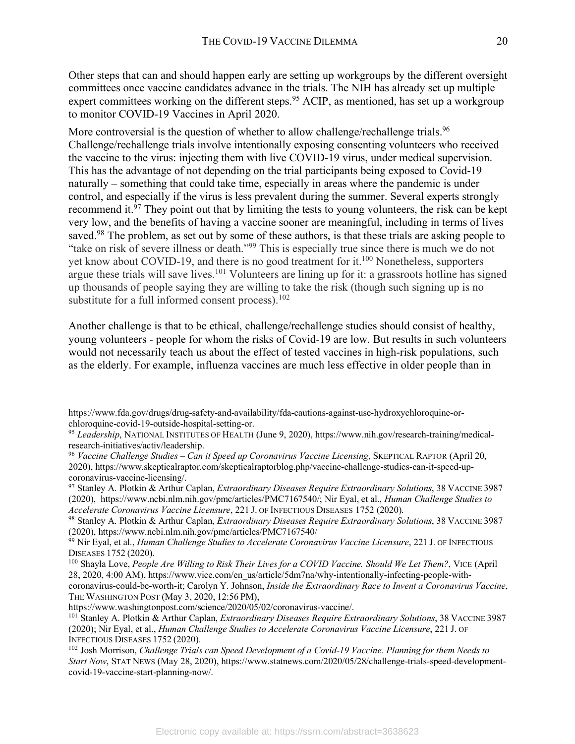Other steps that can and should happen early are setting up workgroups by the different oversight committees once vaccine candidates advance in the trials. The NIH has already set up multiple expert committees working on the different steps.[95] ACIP, as mentioned, has set up a workgroup to monitor COVID-19 Vaccines in April 2020.

More controversial is the question of whether to allow challenge/rechallenge trials.[96] Challenge/rechallenge trials involve intentionally exposing consenting volunteers who received the vaccine to the virus: injecting them with live COVID-19 virus, under medical supervision. This has the advantage of not depending on the trial participants being exposed to Covid-19 naturally – something that could take time, especially in areas where the pandemic is under control, and especially if the virus is less prevalent during the summer. Several experts strongly recommend it.[97] They point out that by limiting the tests to young volunteers, the risk can be kept very low, and the benefits of having a vaccine sooner are meaningful, including in terms of lives saved.[98] The problem, as set out by some of these authors, is that these trials are asking people to "take on risk of severe illness or death."[99] This is especially true since there is much we do not yet know about COVID-19, and there is no good treatment for it.[100] Nonetheless, supporters argue these trials will save lives.[101] Volunteers are lining up for it: a grassroots hotline has signed up thousands of people saying they are willing to take the risk (though such signing up is no substitute for a full informed consent process).[102]

Another challenge is that to be ethical, challenge/rechallenge studies should consist of healthy, young volunteers - people for whom the risks of Covid-19 are low. But results in such volunteers would not necessarily teach us about the effect of tested vaccines in high-risk populations, such as the elderly. For example, influenza vaccines are much less effective in older people than in

---

https://www.fda.gov/drugs/drug-safety-and-availability/fda-cautions-against-use-hydroxychloroquine-or-chloroquine-covid-19-outside-hospital-setting-or.

[95] *Leadership*, NATIONAL INSTITUTES OF HEALTH (June 9, 2020), https://www.nih.gov/research-training/medical-research-initiatives/activ/leadership.

[96] *Vaccine Challenge Studies – Can it Speed up Coronavirus Vaccine Licensing*, SKEPTICAL RAPTOR (April 20, 2020), https://www.skepticalraptor.com/skepticalraptorblog.php/vaccine-challenge-studies-can-it-speed-up-coronavirus-vaccine-licensing/.

[97] Stanley A. Plotkin & Arthur Caplan, *Extraordinary Diseases Require Extraordinary Solutions*, 38 VACCINE 3987 (2020), https://www.ncbi.nlm.nih.gov/pmc/articles/PMC7167540/; Nir Eyal, et al., *Human Challenge Studies to Accelerate Coronavirus Vaccine Licensure*, 221 J. OF INFECTIOUS DISEASES 1752 (2020).

[98] Stanley A. Plotkin & Arthur Caplan, *Extraordinary Diseases Require Extraordinary Solutions*, 38 VACCINE 3987 (2020), https://www.ncbi.nlm.nih.gov/pmc/articles/PMC7167540/

[99] Nir Eyal, et al., *Human Challenge Studies to Accelerate Coronavirus Vaccine Licensure*, 221 J. OF INFECTIOUS DISEASES 1752 (2020).

[100] Shayla Love, *People Are Willing to Risk Their Lives for a COVID Vaccine. Should We Let Them?*, VICE (April 28, 2020, 4:00 AM), https://www.vice.com/en_us/article/5dm7na/why-intentionally-infecting-people-with-coronavirus-could-be-worth-it; Carolyn Y. Johnson, *Inside the Extraordinary Race to Invent a Coronavirus Vaccine*, THE WASHINGTON POST (May 3, 2020, 12:56 PM), https://www.washingtonpost.com/science/2020/05/02/coronavirus-vaccine/.

[101] Stanley A. Plotkin & Arthur Caplan, *Extraordinary Diseases Require Extraordinary Solutions*, 38 VACCINE 3987 (2020); Nir Eyal, et al., *Human Challenge Studies to Accelerate Coronavirus Vaccine Licensure*, 221 J. OF INFECTIOUS DISEASES 1752 (2020).

[102] Josh Morrison, *Challenge Trials can Speed Development of a Covid-19 Vaccine. Planning for them Needs to Start Now*, STAT NEWS (May 28, 2020), https://www.statnews.com/2020/05/28/challenge-trials-speed-development-covid-19-vaccine-start-planning-now/.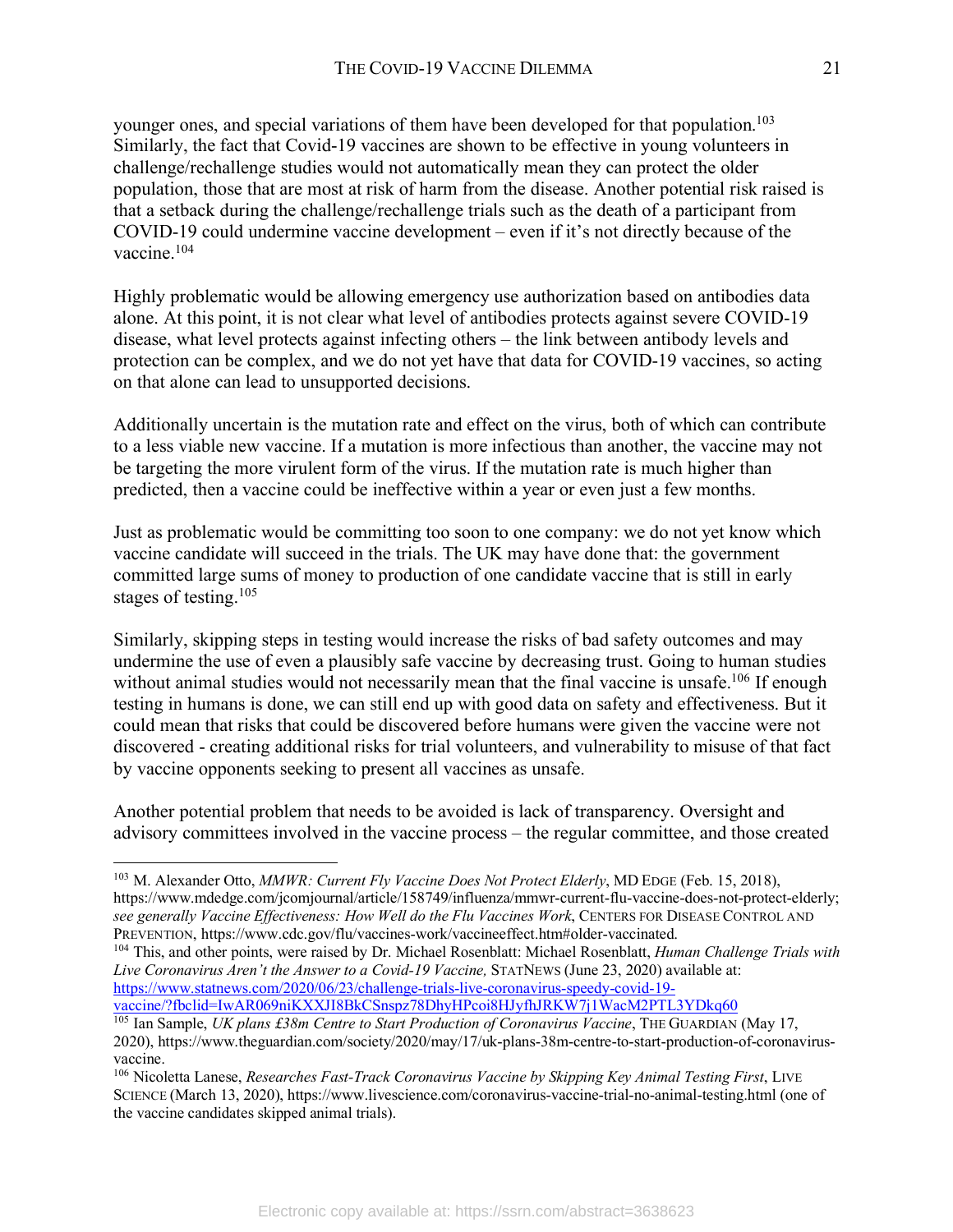younger ones, and special variations of them have been developed for that population.[103] Similarly, the fact that Covid-19 vaccines are shown to be effective in young volunteers in challenge/rechallenge studies would not automatically mean they can protect the older population, those that are most at risk of harm from the disease. Another potential risk raised is that a setback during the challenge/rechallenge trials such as the death of a participant from COVID-19 could undermine vaccine development – even if it's not directly because of the vaccine.[104]

Highly problematic would be allowing emergency use authorization based on antibodies data alone. At this point, it is not clear what level of antibodies protects against severe COVID-19 disease, what level protects against infecting others – the link between antibody levels and protection can be complex, and we do not yet have that data for COVID-19 vaccines, so acting on that alone can lead to unsupported decisions.

Additionally uncertain is the mutation rate and effect on the virus, both of which can contribute to a less viable new vaccine. If a mutation is more infectious than another, the vaccine may not be targeting the more virulent form of the virus. If the mutation rate is much higher than predicted, then a vaccine could be ineffective within a year or even just a few months.

Just as problematic would be committing too soon to one company: we do not yet know which vaccine candidate will succeed in the trials. The UK may have done that: the government committed large sums of money to production of one candidate vaccine that is still in early stages of testing.[105]

Similarly, skipping steps in testing would increase the risks of bad safety outcomes and may undermine the use of even a plausibly safe vaccine by decreasing trust. Going to human studies without animal studies would not necessarily mean that the final vaccine is unsafe.[106] If enough testing in humans is done, we can still end up with good data on safety and effectiveness. But it could mean that risks that could be discovered before humans were given the vaccine were not discovered - creating additional risks for trial volunteers, and vulnerability to misuse of that fact by vaccine opponents seeking to present all vaccines as unsafe.

Another potential problem that needs to be avoided is lack of transparency. Oversight and advisory committees involved in the vaccine process – the regular committee, and those created

---

[103] M. Alexander Otto, *MMWR: Current Fly Vaccine Does Not Protect Elderly*, MD EDGE (Feb. 15, 2018), https://www.mdedge.com/jcomjournal/article/158749/influenza/mmwr-current-flu-vaccine-does-not-protect-elderly; *see generally Vaccine Effectiveness: How Well do the Flu Vaccines Work*, CENTERS FOR DISEASE CONTROL AND PREVENTION, https://www.cdc.gov/flu/vaccines-work/vaccineeffect.htm#older-vaccinated.

[104] This, and other points, were raised by Dr. Michael Rosenblatt: Michael Rosenblatt, *Human Challenge Trials with Live Coronavirus Aren't the Answer to a Covid-19 Vaccine,* STATNEWS (June 23, 2020) available at: https://www.statnews.com/2020/06/23/challenge-trials-live-coronavirus-speedy-covid-19-vaccine/?fbclid=IwAR069niKXXJI8BkCSnspz78DhyHPcoi8HJyfhJRKW7j1WacM2PTL3YDkq60

[105] Ian Sample, *UK plans £38m Centre to Start Production of Coronavirus Vaccine*, THE GUARDIAN (May 17, 2020), https://www.theguardian.com/society/2020/may/17/uk-plans-38m-centre-to-start-production-of-coronavirus-vaccine.

[106] Nicoletta Lanese, *Researches Fast-Track Coronavirus Vaccine by Skipping Key Animal Testing First*, LIVE SCIENCE (March 13, 2020), https://www.livescience.com/coronavirus-vaccine-trial-no-animal-testing.html (one of the vaccine candidates skipped animal trials).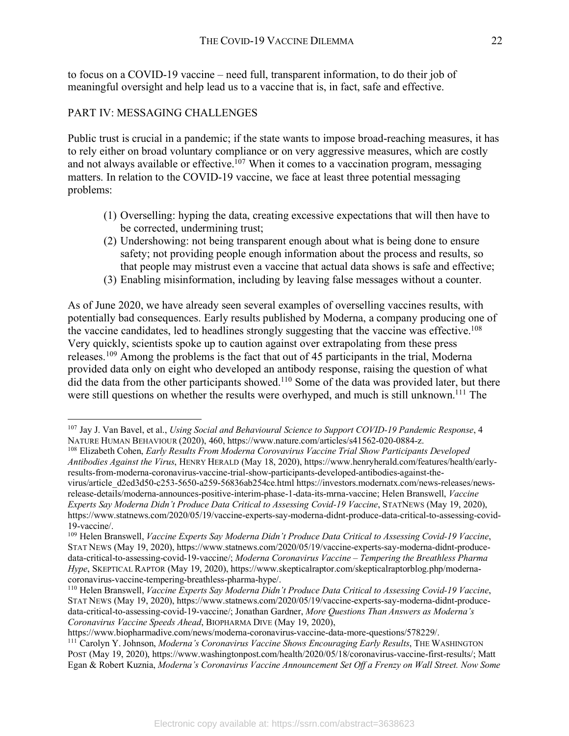to focus on a COVID-19 vaccine – need full, transparent information, to do their job of meaningful oversight and help lead us to a vaccine that is, in fact, safe and effective.

## PART IV: MESSAGING CHALLENGES

Public trust is crucial in a pandemic; if the state wants to impose broad-reaching measures, it has to rely either on broad voluntary compliance or on very aggressive measures, which are costly and not always available or effective.[107] When it comes to a vaccination program, messaging matters. In relation to the COVID-19 vaccine, we face at least three potential messaging problems:

(1) Overselling: hyping the data, creating excessive expectations that will then have to be corrected, undermining trust;
(2) Undershowing: not being transparent enough about what is being done to ensure safety; not providing people enough information about the process and results, so that people may mistrust even a vaccine that actual data shows is safe and effective;
(3) Enabling misinformation, including by leaving false messages without a counter.

As of June 2020, we have already seen several examples of overselling vaccines results, with potentially bad consequences. Early results published by Moderna, a company producing one of the vaccine candidates, led to headlines strongly suggesting that the vaccine was effective.[108] Very quickly, scientists spoke up to caution against over extrapolating from these press releases.[109] Among the problems is the fact that out of 45 participants in the trial, Moderna provided data only on eight who developed an antibody response, raising the question of what did the data from the other participants showed.[110] Some of the data was provided later, but there were still questions on whether the results were overhyped, and much is still unknown.[111] The

---

[107] Jay J. Van Bavel, et al., *Using Social and Behavioural Science to Support COVID-19 Pandemic Response*, 4 NATURE HUMAN BEHAVIOUR (2020), 460, https://www.nature.com/articles/s41562-020-0884-z.

[108] Elizabeth Cohen, *Early Results From Moderna Corovavirus Vaccine Trial Show Participants Developed Antibodies Against the Virus*, HENRY HERALD (May 18, 2020), https://www.henryherald.com/features/health/early-results-from-moderna-coronavirus-vaccine-trial-show-participants-developed-antibodies-against-the-virus/article_d2ed3d50-c253-5650-a259-56836ab254ce.html https://investors.modernatx.com/news-releases/news-release-details/moderna-announces-positive-interim-phase-1-data-its-mrna-vaccine; Helen Branswell, *Vaccine Experts Say Moderna Didn't Produce Data Critical to Assessing Covid-19 Vaccine*, STATNEWS (May 19, 2020), https://www.statnews.com/2020/05/19/vaccine-experts-say-moderna-didnt-produce-data-critical-to-assessing-covid-19-vaccine/.

[109] Helen Branswell, *Vaccine Experts Say Moderna Didn't Produce Data Critical to Assessing Covid-19 Vaccine*, STAT NEWS (May 19, 2020), https://www.statnews.com/2020/05/19/vaccine-experts-say-moderna-didnt-produce-data-critical-to-assessing-covid-19-vaccine/; *Moderna Coronavirus Vaccine – Tempering the Breathless Pharma Hype*, SKEPTICAL RAPTOR (May 19, 2020), https://www.skepticalraptor.com/skepticalraptorblog.php/moderna-coronavirus-vaccine-tempering-breathless-pharma-hype/.

[110] Helen Branswell, *Vaccine Experts Say Moderna Didn't Produce Data Critical to Assessing Covid-19 Vaccine*, STAT NEWS (May 19, 2020), https://www.statnews.com/2020/05/19/vaccine-experts-say-moderna-didnt-produce-data-critical-to-assessing-covid-19-vaccine/; Jonathan Gardner, *More Questions Than Answers as Moderna's Coronavirus Vaccine Speeds Ahead*, BIOPHARMA DIVE (May 19, 2020), https://www.biopharmadive.com/news/moderna-coronavirus-vaccine-data-more-questions/578229/.

[111] Carolyn Y. Johnson, *Moderna's Coronavirus Vaccine Shows Encouraging Early Results*, THE WASHINGTON POST (May 19, 2020), https://www.washingtonpost.com/health/2020/05/18/coronavirus-vaccine-first-results/; Matt Egan & Robert Kuznia, *Moderna's Coronavirus Vaccine Announcement Set Off a Frenzy on Wall Street. Now Some*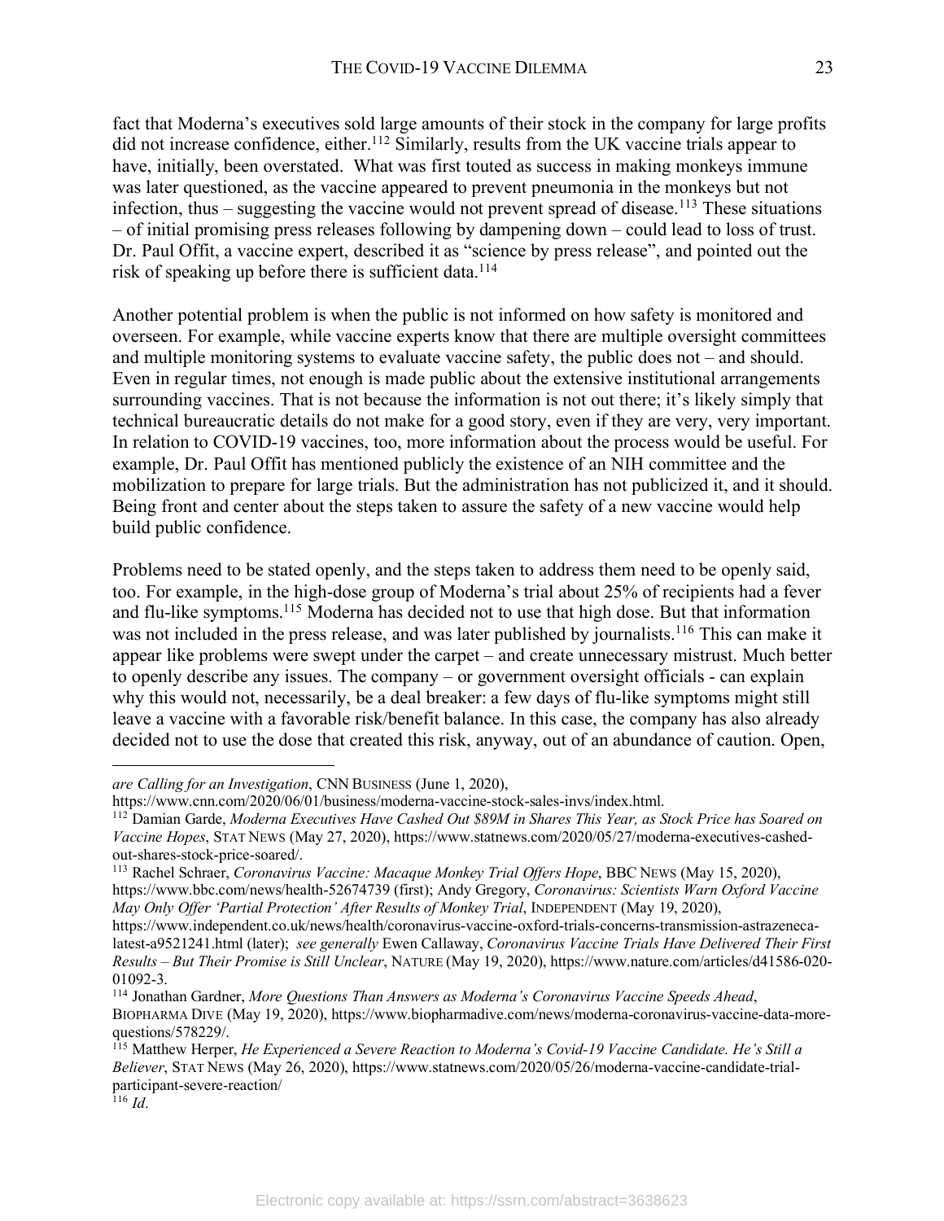fact that Moderna's executives sold large amounts of their stock in the company for large profits did not increase confidence, either.[112] Similarly, results from the UK vaccine trials appear to have, initially, been overstated. What was first touted as success in making monkeys immune was later questioned, as the vaccine appeared to prevent pneumonia in the monkeys but not infection, thus – suggesting the vaccine would not prevent spread of disease.[113] These situations – of initial promising press releases following by dampening down – could lead to loss of trust. Dr. Paul Offit, a vaccine expert, described it as "science by press release", and pointed out the risk of speaking up before there is sufficient data.[114]

Another potential problem is when the public is not informed on how safety is monitored and overseen. For example, while vaccine experts know that there are multiple oversight committees and multiple monitoring systems to evaluate vaccine safety, the public does not – and should. Even in regular times, not enough is made public about the extensive institutional arrangements surrounding vaccines. That is not because the information is not out there; it's likely simply that technical bureaucratic details do not make for a good story, even if they are very, very important. In relation to COVID-19 vaccines, too, more information about the process would be useful. For example, Dr. Paul Offit has mentioned publicly the existence of an NIH committee and the mobilization to prepare for large trials. But the administration has not publicized it, and it should. Being front and center about the steps taken to assure the safety of a new vaccine would help build public confidence.

Problems need to be stated openly, and the steps taken to address them need to be openly said, too. For example, in the high-dose group of Moderna's trial about 25% of recipients had a fever and flu-like symptoms.[115] Moderna has decided not to use that high dose. But that information was not included in the press release, and was later published by journalists.[116] This can make it appear like problems were swept under the carpet – and create unnecessary mistrust. Much better to openly describe any issues. The company – or government oversight officials - can explain why this would not, necessarily, be a deal breaker: a few days of flu-like symptoms might still leave a vaccine with a favorable risk/benefit balance. In this case, the company has also already decided not to use the dose that created this risk, anyway, out of an abundance of caution. Open,

---

*are Calling for an Investigation*, CNN BUSINESS (June 1, 2020), https://www.cnn.com/2020/06/01/business/moderna-vaccine-stock-sales-invs/index.html.

[112] Damian Garde, *Moderna Executives Have Cashed Out $89M in Shares This Year, as Stock Price has Soared on Vaccine Hopes*, STAT NEWS (May 27, 2020), https://www.statnews.com/2020/05/27/moderna-executives-cashed-out-shares-stock-price-soared/.

[113] Rachel Schraer, *Coronavirus Vaccine: Macaque Monkey Trial Offers Hope*, BBC NEWS (May 15, 2020), https://www.bbc.com/news/health-52674739 (first); Andy Gregory, *Coronavirus: Scientists Warn Oxford Vaccine May Only Offer 'Partial Protection' After Results of Monkey Trial*, INDEPENDENT (May 19, 2020), https://www.independent.co.uk/news/health/coronavirus-vaccine-oxford-trials-concerns-transmission-astrazeneca-latest-a9521241.html (later); *see generally* Ewen Callaway, *Coronavirus Vaccine Trials Have Delivered Their First Results – But Their Promise is Still Unclear*, NATURE (May 19, 2020), https://www.nature.com/articles/d41586-020-01092-3.

[114] Jonathan Gardner, *More Questions Than Answers as Moderna's Coronavirus Vaccine Speeds Ahead*, BIOPHARMA DIVE (May 19, 2020), https://www.biopharmadive.com/news/moderna-coronavirus-vaccine-data-more-questions/578229/.

[115] Matthew Herper, *He Experienced a Severe Reaction to Moderna's Covid-19 Vaccine Candidate. He's Still a Believer*, STAT NEWS (May 26, 2020), https://www.statnews.com/2020/05/26/moderna-vaccine-candidate-trial-participant-severe-reaction/

[116] *Id*.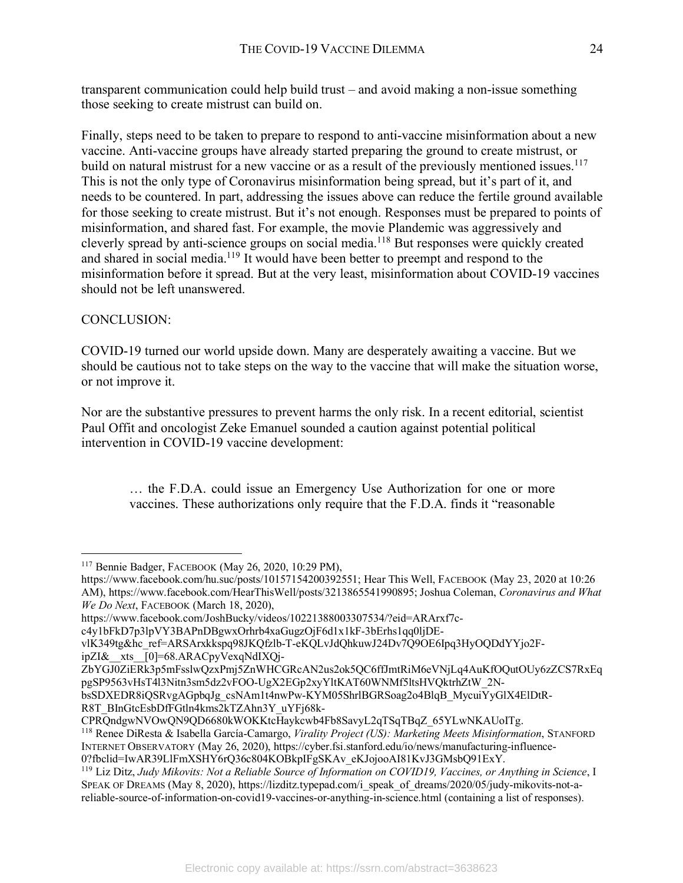transparent communication could help build trust – and avoid making a non-issue something those seeking to create mistrust can build on.

Finally, steps need to be taken to prepare to respond to anti-vaccine misinformation about a new vaccine. Anti-vaccine groups have already started preparing the ground to create mistrust, or build on natural mistrust for a new vaccine or as a result of the previously mentioned issues.[117] This is not the only type of Coronavirus misinformation being spread, but it's part of it, and needs to be countered. In part, addressing the issues above can reduce the fertile ground available for those seeking to create mistrust. But it's not enough. Responses must be prepared to points of misinformation, and shared fast. For example, the movie Plandemic was aggressively and cleverly spread by anti-science groups on social media.[118] But responses were quickly created and shared in social media.[119] It would have been better to preempt and respond to the misinformation before it spread. But at the very least, misinformation about COVID-19 vaccines should not be left unanswered.

CONCLUSION:

COVID-19 turned our world upside down. Many are desperately awaiting a vaccine. But we should be cautious not to take steps on the way to the vaccine that will make the situation worse, or not improve it.

Nor are the substantive pressures to prevent harms the only risk. In a recent editorial, scientist Paul Offit and oncologist Zeke Emanuel sounded a caution against potential political intervention in COVID-19 vaccine development:

> … the F.D.A. could issue an Emergency Use Authorization for one or more vaccines. These authorizations only require that the F.D.A. finds it "reasonable

---

[117] Bennie Badger, FACEBOOK (May 26, 2020, 10:29 PM), https://www.facebook.com/hu.suc/posts/10157154200392551; Hear This Well, FACEBOOK (May 23, 2020 at 10:26 AM), https://www.facebook.com/HearThisWell/posts/3213865541990895; Joshua Coleman, *Coronavirus and What We Do Next*, FACEBOOK (March 18, 2020), https://www.facebook.com/JoshBucky/videos/10221388003307534/?eid=ARArxf7c-c4y1bFkD7p3lpVY3BAPnDBgwxOrhrb4xaGugzOjF6d1x1kF-3bErhs1qq0ljDE-vlK349tg&hc_ref=ARSArxkkspq98JKQfzlb-T-eKQLvJdQhkuwJ24Dv7Q9OE6Ipq3HyOQDdYYjo2F-ipZI&__xts__[0]=68.ARACpyVexqNdIXQj-ZbYGJ0ZiERk3p5mFsslwQzxPmj5ZnWHCGRcAN2us2ok5QC6ffJmtRiM6eVNjLq4AuKfOQutOUy6zZCS7RxEqpgSP9563vHsT4l3Nitn3sm5dz2vFOO-UgX2EGp2xyYltKAT60WNMf5ltsHVQktrhZtW_2N-bsSDXEDR8iQSRvgAGpbqJg_csNAm1t4nwPw-KYM05ShrlBGRSoag2o4BlqB_MycuiYyGlX4ElDtR-R8T_BInGtcEsbDfFGtln4kms2kTZAhn3Y_uYFj68k-CPRQndgwNVOwQN9QD6680kWOKKtcHaykcwb4Fb8SavyL2qTSqTBqZ_65YLwNKAUoITg.

[118] Renee DiResta & Isabella García-Camargo, *Virality Project (US): Marketing Meets Misinformation*, STANFORD INTERNET OBSERVATORY (May 26, 2020), https://cyber.fsi.stanford.edu/io/news/manufacturing-influence-0?fbclid=IwAR39LlFmXSHY6rQ36c804KOBkpIFgSKAv_eKJojooAI81KvJ3GMsbQ91ExY.

[119] Liz Ditz, *Judy Mikovits: Not a Reliable Source of Information on COVID19, Vaccines, or Anything in Science*, I SPEAK OF DREAMS (May 8, 2020), https://lizditz.typepad.com/i_speak_of_dreams/2020/05/judy-mikovits-not-a-reliable-source-of-information-on-covid19-vaccines-or-anything-in-science.html (containing a list of responses).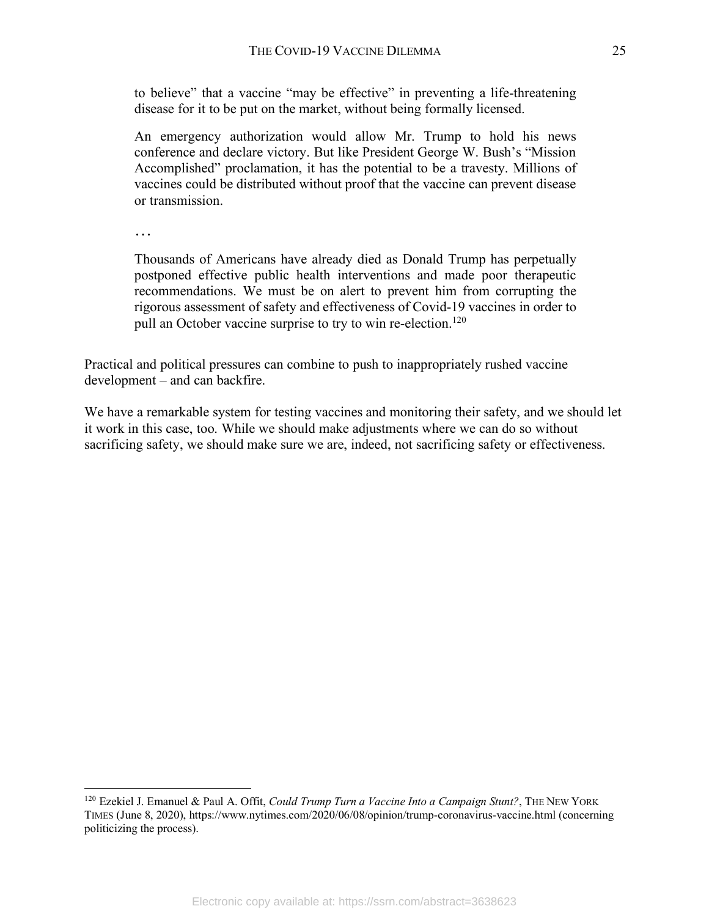> to believe" that a vaccine "may be effective" in preventing a life-threatening disease for it to be put on the market, without being formally licensed.
>
> An emergency authorization would allow Mr. Trump to hold his news conference and declare victory. But like President George W. Bush's "Mission Accomplished" proclamation, it has the potential to be a travesty. Millions of vaccines could be distributed without proof that the vaccine can prevent disease or transmission.
>
> …
>
> Thousands of Americans have already died as Donald Trump has perpetually postponed effective public health interventions and made poor therapeutic recommendations. We must be on alert to prevent him from corrupting the rigorous assessment of safety and effectiveness of Covid-19 vaccines in order to pull an October vaccine surprise to try to win re-election.[120]

Practical and political pressures can combine to push to inappropriately rushed vaccine development – and can backfire.

We have a remarkable system for testing vaccines and monitoring their safety, and we should let it work in this case, too. While we should make adjustments where we can do so without sacrificing safety, we should make sure we are, indeed, not sacrificing safety or effectiveness.

---

[120] Ezekiel J. Emanuel & Paul A. Offit, *Could Trump Turn a Vaccine Into a Campaign Stunt?*, THE NEW YORK TIMES (June 8, 2020), https://www.nytimes.com/2020/06/08/opinion/trump-coronavirus-vaccine.html (concerning politicizing the process).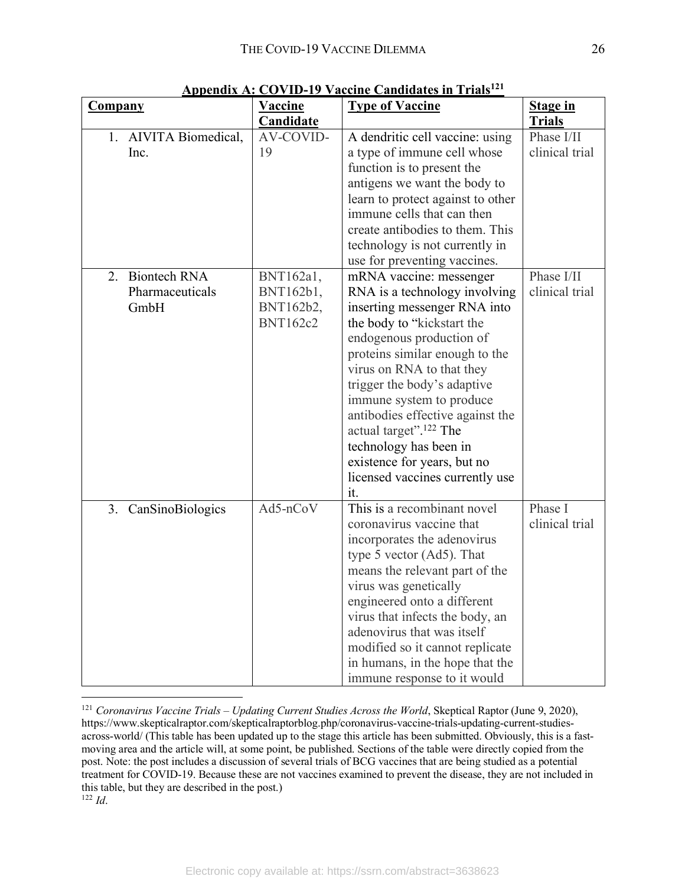**Appendix A: COVID-19 Vaccine Candidates in Trials[121]**

| Company | Vaccine Candidate | Type of Vaccine | Stage in Trials |
| --- | --- | --- | --- |
| 1. AIVITA Biomedical, Inc. | AV-COVID-19 | A dendritic cell vaccine: using a type of immune cell whose function is to present the antigens we want the body to learn to protect against to other immune cells that can then create antibodies to them. This technology is not currently in use for preventing vaccines. | Phase I/II clinical trial |
| 2. Biontech RNA Pharmaceuticals GmbH | BNT162a1, BNT162b1, BNT162b2, BNT162c2 | mRNA vaccine: messenger RNA is a technology involving inserting messenger RNA into the body to "kickstart the endogenous production of proteins similar enough to the virus on RNA to that they trigger the body's adaptive immune system to produce antibodies effective against the actual target".[122] The technology has been in existence for years, but no licensed vaccines currently use it. | Phase I/II clinical trial |
| 3. CanSinoBiologics | Ad5-nCoV | This is a recombinant novel coronavirus vaccine that incorporates the adenovirus type 5 vector (Ad5). That means the relevant part of the virus was genetically engineered onto a different virus that infects the body, an adenovirus that was itself modified so it cannot replicate in humans, in the hope that the immune response to it would | Phase I clinical trial |

[121] *Coronavirus Vaccine Trials – Updating Current Studies Across the World*, Skeptical Raptor (June 9, 2020), https://www.skepticalraptor.com/skepticalraptorblog.php/coronavirus-vaccine-trials-updating-current-studies-across-world/ (This table has been updated up to the stage this article has been submitted. Obviously, this is a fast-moving area and the article will, at some point, be published. Sections of the table were directly copied from the post. Note: the post includes a discussion of several trials of BCG vaccines that are being studied as a potential treatment for COVID-19. Because these are not vaccines examined to prevent the disease, they are not included in this table, but they are described in the post.)

[122] *Id*.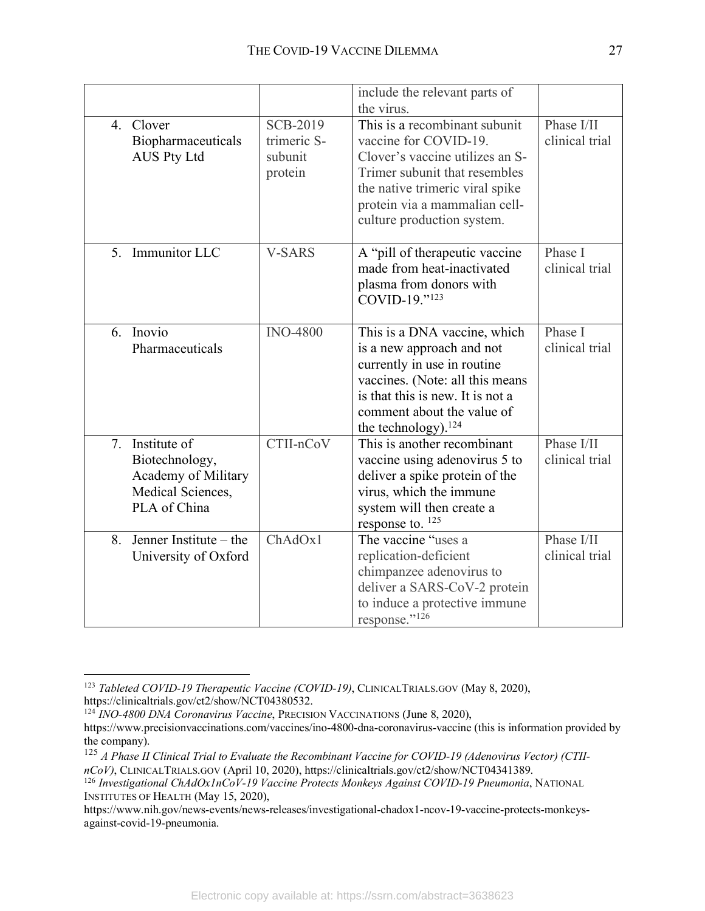| | | | |
|---|---|---|---|
| | | include the relevant parts of the virus. | |
| 4. Clover Biopharmaceuticals AUS Pty Ltd | SCB-2019 trimeric S-subunit protein | This is a recombinant subunit vaccine for COVID-19. Clover's vaccine utilizes an S-Trimer subunit that resembles the native trimeric viral spike protein via a mammalian cell-culture production system. | Phase I/II clinical trial |
| 5. Immunitor LLC | V-SARS | A "pill of therapeutic vaccine made from heat-inactivated plasma from donors with COVID-19."[123] | Phase I clinical trial |
| 6. Inovio Pharmaceuticals | INO-4800 | This is a DNA vaccine, which is a new approach and not currently in use in routine vaccines. (Note: all this means is that this is new. It is not a comment about the value of the technology).[124] | Phase I clinical trial |
| 7. Institute of Biotechnology, Academy of Military Medical Sciences, PLA of China | CTII-nCoV | This is another recombinant vaccine using adenovirus 5 to deliver a spike protein of the virus, which the immune system will then create a response to. [125] | Phase I/II clinical trial |
| 8. Jenner Institute – the University of Oxford | ChAdOx1 | The vaccine "uses a replication-deficient chimpanzee adenovirus to deliver a SARS-CoV-2 protein to induce a protective immune response."[126] | Phase I/II clinical trial |

[123] *Tableted COVID-19 Therapeutic Vaccine (COVID-19)*, CLINICALTRIALS.GOV (May 8, 2020), https://clinicaltrials.gov/ct2/show/NCT04380532.

[124] *INO-4800 DNA Coronavirus Vaccine*, PRECISION VACCINATIONS (June 8, 2020), https://www.precisionvaccinations.com/vaccines/ino-4800-dna-coronavirus-vaccine (this is information provided by the company).

[125] *A Phase II Clinical Trial to Evaluate the Recombinant Vaccine for COVID-19 (Adenovirus Vector) (CTII-nCoV)*, CLINICALTRIALS.GOV (April 10, 2020), https://clinicaltrials.gov/ct2/show/NCT04341389.

[126] *Investigational ChAdOx1nCoV-19 Vaccine Protects Monkeys Against COVID-19 Pneumonia*, NATIONAL INSTITUTES OF HEALTH (May 15, 2020), https://www.nih.gov/news-events/news-releases/investigational-chadox1-ncov-19-vaccine-protects-monkeys-against-covid-19-pneumonia.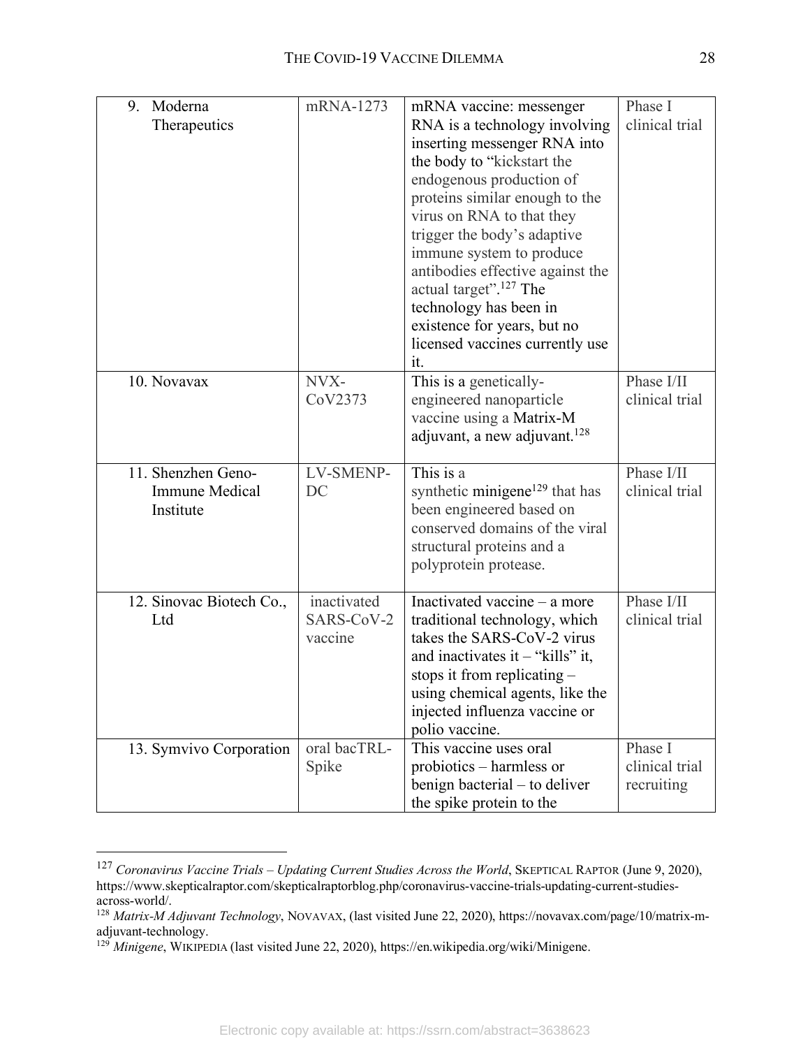| 9. Moderna Therapeutics | mRNA-1273 | mRNA vaccine: messenger RNA is a technology involving inserting messenger RNA into the body to "kickstart the endogenous production of proteins similar enough to the virus on RNA to that they trigger the body's adaptive immune system to produce antibodies effective against the actual target".[127] The technology has been in existence for years, but no licensed vaccines currently use it. | Phase I clinical trial |
|---|---|---|---|
| 10. Novavax | NVX-CoV2373 | This is a genetically-engineered nanoparticle vaccine using a Matrix-M adjuvant, a new adjuvant.[128] | Phase I/II clinical trial |
| 11. Shenzhen Geno-Immune Medical Institute | LV-SMENP-DC | This is a synthetic minigene[129] that has been engineered based on conserved domains of the viral structural proteins and a polyprotein protease. | Phase I/II clinical trial |
| 12. Sinovac Biotech Co., Ltd | inactivated SARS-CoV-2 vaccine | Inactivated vaccine – a more traditional technology, which takes the SARS-CoV-2 virus and inactivates it – "kills" it, stops it from replicating – using chemical agents, like the injected influenza vaccine or polio vaccine. | Phase I/II clinical trial |
| 13. Symvivo Corporation | oral bacTRL-Spike | This vaccine uses oral probiotics – harmless or benign bacterial – to deliver the spike protein to the | Phase I clinical trial recruiting |

[127] *Coronavirus Vaccine Trials – Updating Current Studies Across the World*, SKEPTICAL RAPTOR (June 9, 2020), https://www.skepticalraptor.com/skepticalraptorblog.php/coronavirus-vaccine-trials-updating-current-studies-across-world/.

[128] *Matrix-M Adjuvant Technology*, NOVAVAX, (last visited June 22, 2020), https://novavax.com/page/10/matrix-m-adjuvant-technology.

[129] *Minigene*, WIKIPEDIA (last visited June 22, 2020), https://en.wikipedia.org/wiki/Minigene.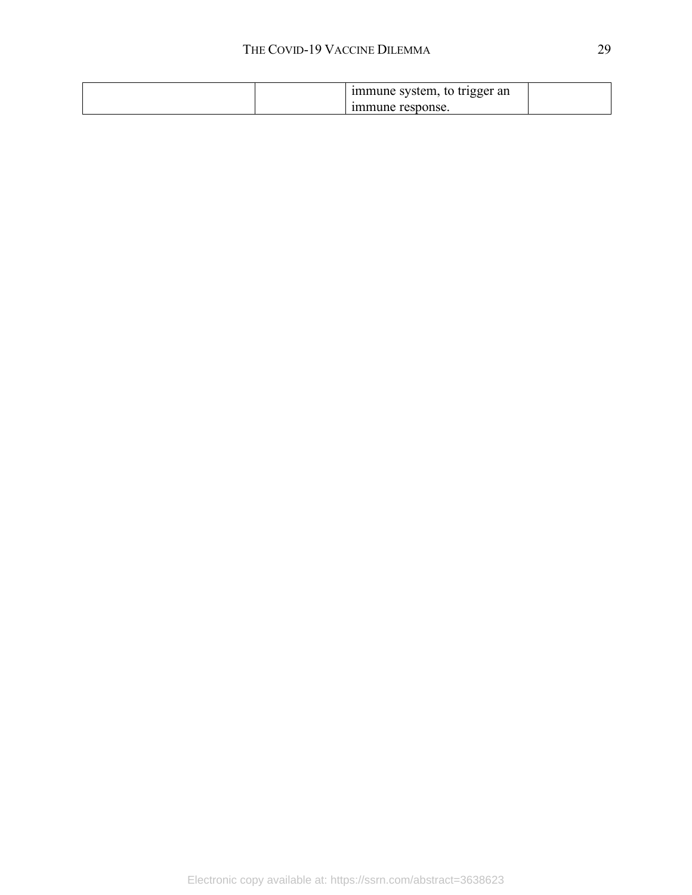| | | | |
|---|---|---|---|
| | | immune system, to trigger an immune response. | |